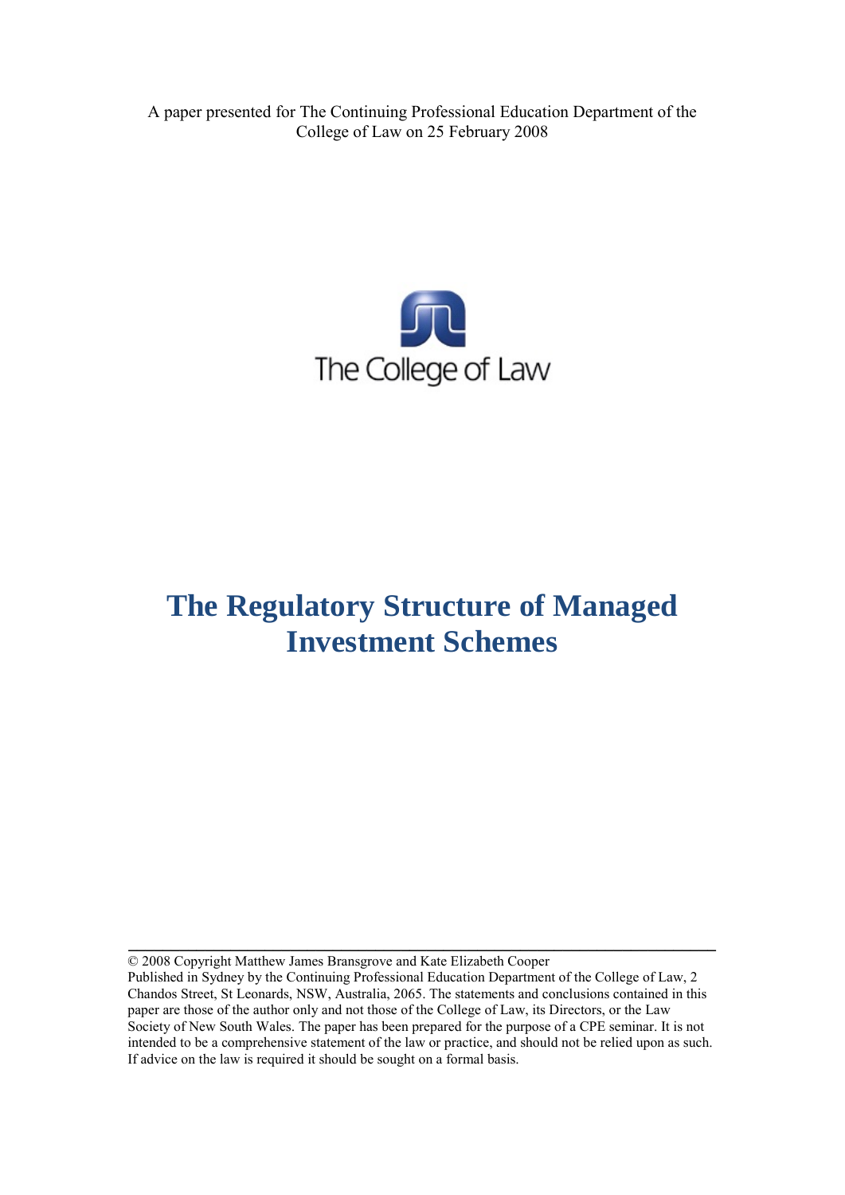A paper presented for The Continuing Professional Education Department of the College of Law on 25 February 2008

The College of Law

# The Regulatory Structure of Managed Investment Schemes

© 2008 Copyright Matthew James Bransgrove and Kate Elizabeth Cooper
Published in Sydney by the Continuing Professional Education Department of the College of Law, 2 Chandos Street, St Leonards, NSW, Australia, 2065. The statements and conclusions contained in this paper are those of the author only and not those of the College of Law, its Directors, or the Law Society of New South Wales. The paper has been prepared for the purpose of a CPE seminar. It is not intended to be a comprehensive statement of the law or practice, and should not be relied upon as such. If advice on the law is required it should be sought on a formal basis.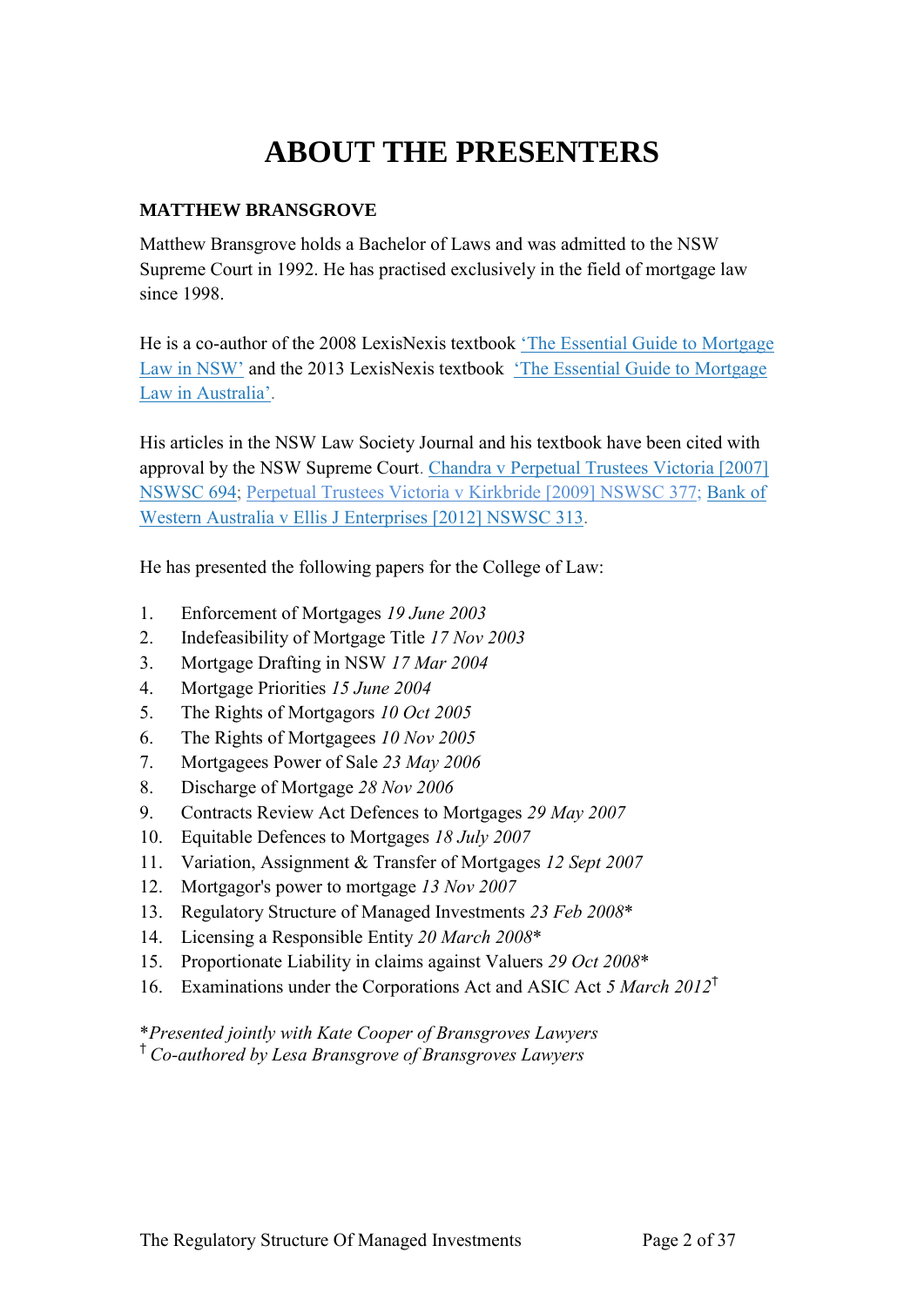# ABOUT THE PRESENTERS

**MATTHEW BRANSGROVE**

Matthew Bransgrove holds a Bachelor of Laws and was admitted to the NSW Supreme Court in 1992. He has practised exclusively in the field of mortgage law since 1998.

He is a co-author of the 2008 LexisNexis textbook 'The Essential Guide to Mortgage Law in NSW' and the 2013 LexisNexis textbook 'The Essential Guide to Mortgage Law in Australia'.

His articles in the NSW Law Society Journal and his textbook have been cited with approval by the NSW Supreme Court. Chandra v Perpetual Trustees Victoria [2007] NSWSC 694; Perpetual Trustees Victoria v Kirkbride [2009] NSWSC 377; Bank of Western Australia v Ellis J Enterprises [2012] NSWSC 313.

He has presented the following papers for the College of Law:

1. Enforcement of Mortgages *19 June 2003*
2. Indefeasibility of Mortgage Title *17 Nov 2003*
3. Mortgage Drafting in NSW *17 Mar 2004*
4. Mortgage Priorities *15 June 2004*
5. The Rights of Mortgagors *10 Oct 2005*
6. The Rights of Mortgagees *10 Nov 2005*
7. Mortgagees Power of Sale *23 May 2006*
8. Discharge of Mortgage *28 Nov 2006*
9. Contracts Review Act Defences to Mortgages *29 May 2007*
10. Equitable Defences to Mortgages *18 July 2007*
11. Variation, Assignment & Transfer of Mortgages *12 Sept 2007*
12. Mortgagor's power to mortgage *13 Nov 2007*
13. Regulatory Structure of Managed Investments *23 Feb 2008*\*
14. Licensing a Responsible Entity *20 March 2008*\*
15. Proportionate Liability in claims against Valuers *29 Oct 2008*\*
16. Examinations under the Corporations Act and ASIC Act *5 March 2012*†

\**Presented jointly with Kate Cooper of Bransgroves Lawyers*
† *Co-authored by Lesa Bransgrove of Bransgroves Lawyers*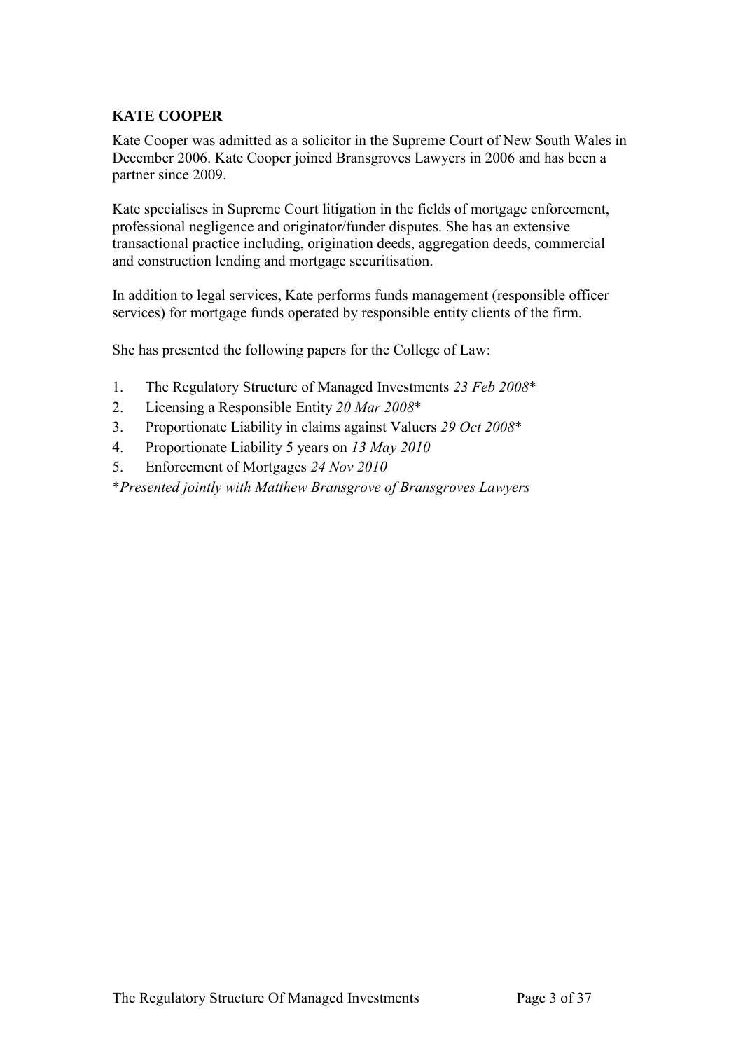## KATE COOPER

Kate Cooper was admitted as a solicitor in the Supreme Court of New South Wales in December 2006. Kate Cooper joined Bransgroves Lawyers in 2006 and has been a partner since 2009.

Kate specialises in Supreme Court litigation in the fields of mortgage enforcement, professional negligence and originator/funder disputes. She has an extensive transactional practice including, origination deeds, aggregation deeds, commercial and construction lending and mortgage securitisation.

In addition to legal services, Kate performs funds management (responsible officer services) for mortgage funds operated by responsible entity clients of the firm.

She has presented the following papers for the College of Law:

1. The Regulatory Structure of Managed Investments *23 Feb 2008**
2. Licensing a Responsible Entity *20 Mar 2008**
3. Proportionate Liability in claims against Valuers *29 Oct 2008**
4. Proportionate Liability 5 years on *13 May 2010*
5. Enforcement of Mortgages *24 Nov 2010*

\**Presented jointly with Matthew Bransgrove of Bransgroves Lawyers*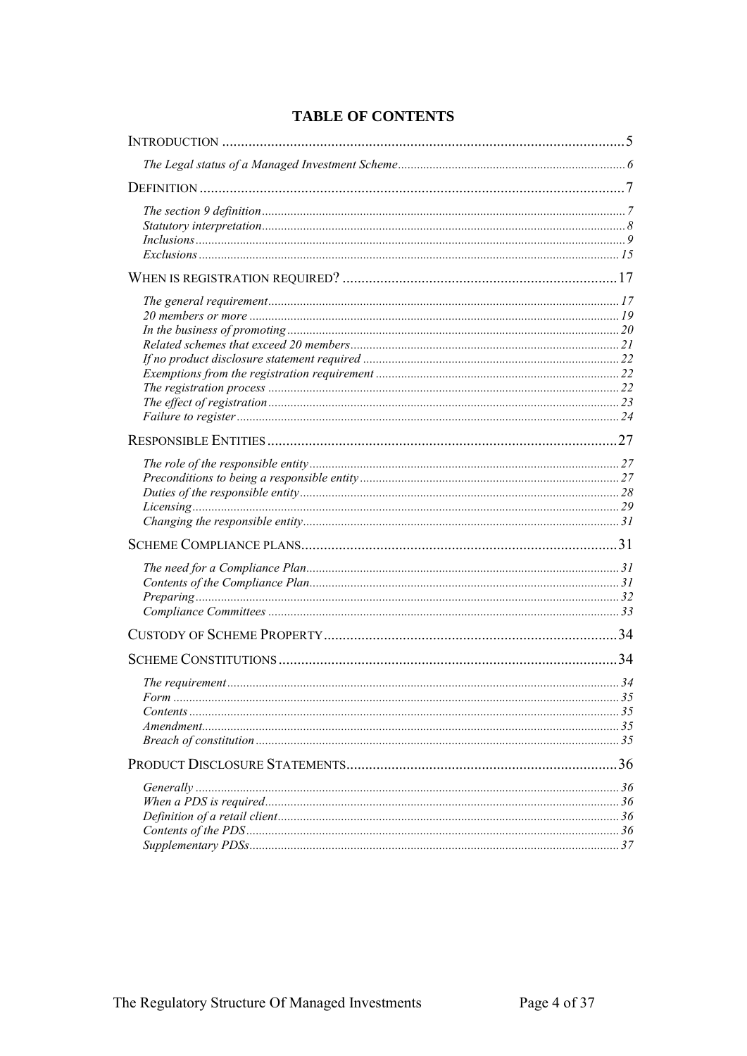# TABLE OF CONTENTS

INTRODUCTION .......... 5

- *The Legal status of a Managed Investment Scheme* .......... 6

DEFINITION .......... 7

- *The section 9 definition* .......... 7
- *Statutory interpretation* .......... 8
- *Inclusions* .......... 9
- *Exclusions* .......... 15

WHEN IS REGISTRATION REQUIRED? .......... 17

- *The general requirement* .......... 17
- *20 members or more* .......... 19
- *In the business of promoting* .......... 20
- *Related schemes that exceed 20 members* .......... 21
- *If no product disclosure statement required* .......... 22
- *Exemptions from the registration requirement* .......... 22
- *The registration process* .......... 22
- *The effect of registration* .......... 23
- *Failure to register* .......... 24

RESPONSIBLE ENTITIES .......... 27

- *The role of the responsible entity* .......... 27
- *Preconditions to being a responsible entity* .......... 27
- *Duties of the responsible entity* .......... 28
- *Licensing* .......... 29
- *Changing the responsible entity* .......... 31

SCHEME COMPLIANCE PLANS .......... 31

- *The need for a Compliance Plan* .......... 31
- *Contents of the Compliance Plan* .......... 31
- *Preparing* .......... 32
- *Compliance Committees* .......... 33

CUSTODY OF SCHEME PROPERTY .......... 34

SCHEME CONSTITUTIONS .......... 34

- *The requirement* .......... 34
- *Form* .......... 35
- *Contents* .......... 35
- *Amendment* .......... 35
- *Breach of constitution* .......... 35

PRODUCT DISCLOSURE STATEMENTS .......... 36

- *Generally* .......... 36
- *When a PDS is required* .......... 36
- *Definition of a retail client* .......... 36
- *Contents of the PDS* .......... 36
- *Supplementary PDSs* .......... 37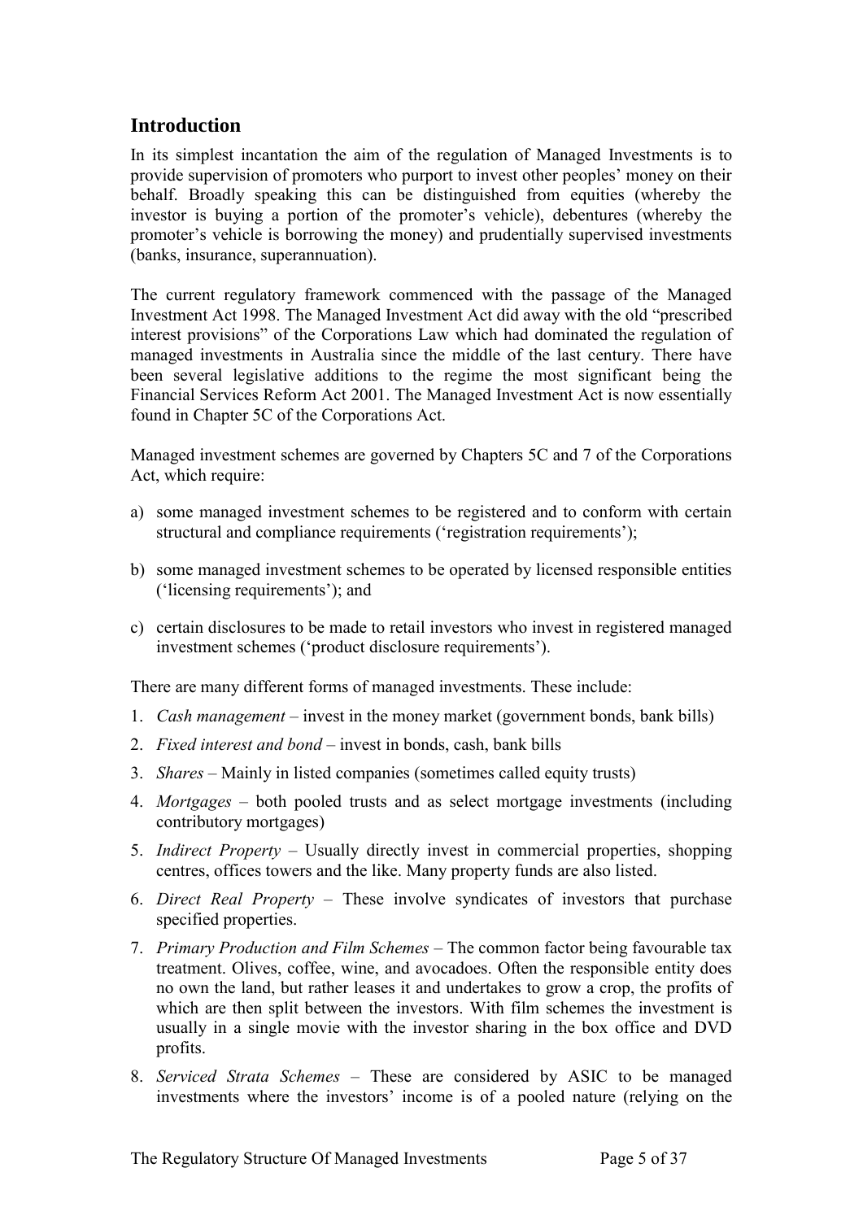## Introduction

In its simplest incantation the aim of the regulation of Managed Investments is to provide supervision of promoters who purport to invest other peoples' money on their behalf. Broadly speaking this can be distinguished from equities (whereby the investor is buying a portion of the promoter's vehicle), debentures (whereby the promoter's vehicle is borrowing the money) and prudentially supervised investments (banks, insurance, superannuation).

The current regulatory framework commenced with the passage of the Managed Investment Act 1998. The Managed Investment Act did away with the old "prescribed interest provisions" of the Corporations Law which had dominated the regulation of managed investments in Australia since the middle of the last century. There have been several legislative additions to the regime the most significant being the Financial Services Reform Act 2001. The Managed Investment Act is now essentially found in Chapter 5C of the Corporations Act.

Managed investment schemes are governed by Chapters 5C and 7 of the Corporations Act, which require:

a) some managed investment schemes to be registered and to conform with certain structural and compliance requirements ('registration requirements');

b) some managed investment schemes to be operated by licensed responsible entities ('licensing requirements'); and

c) certain disclosures to be made to retail investors who invest in registered managed investment schemes ('product disclosure requirements').

There are many different forms of managed investments. These include:

1. *Cash management* – invest in the money market (government bonds, bank bills)
2. *Fixed interest and bond* – invest in bonds, cash, bank bills
3. *Shares* – Mainly in listed companies (sometimes called equity trusts)
4. *Mortgages* – both pooled trusts and as select mortgage investments (including contributory mortgages)
5. *Indirect Property* – Usually directly invest in commercial properties, shopping centres, offices towers and the like. Many property funds are also listed.
6. *Direct Real Property* – These involve syndicates of investors that purchase specified properties.
7. *Primary Production and Film Schemes* – The common factor being favourable tax treatment. Olives, coffee, wine, and avocadoes. Often the responsible entity does no own the land, but rather leases it and undertakes to grow a crop, the profits of which are then split between the investors. With film schemes the investment is usually in a single movie with the investor sharing in the box office and DVD profits.
8. *Serviced Strata Schemes* – These are considered by ASIC to be managed investments where the investors' income is of a pooled nature (relying on the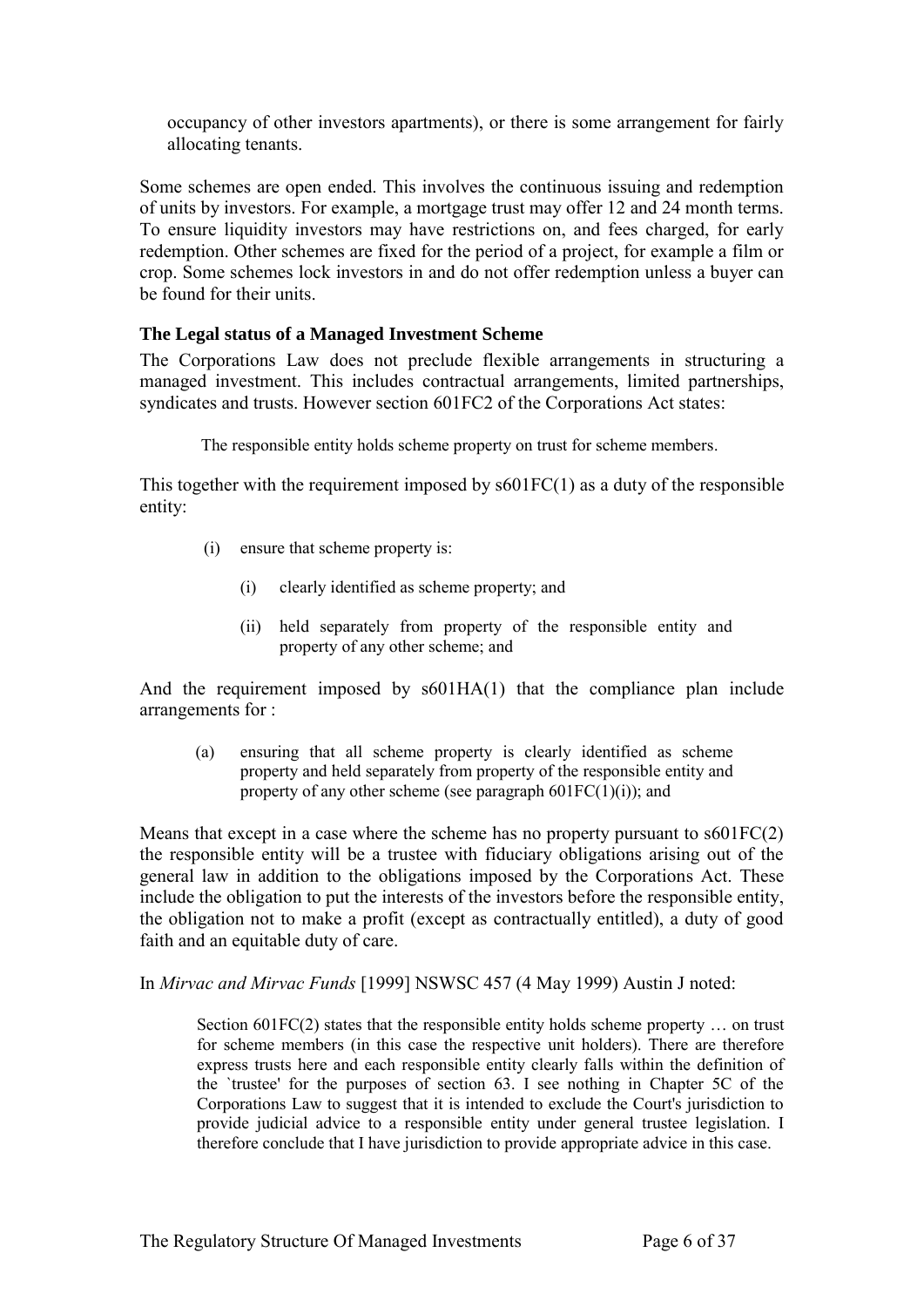occupancy of other investors apartments), or there is some arrangement for fairly allocating tenants.

Some schemes are open ended. This involves the continuous issuing and redemption of units by investors. For example, a mortgage trust may offer 12 and 24 month terms. To ensure liquidity investors may have restrictions on, and fees charged, for early redemption. Other schemes are fixed for the period of a project, for example a film or crop. Some schemes lock investors in and do not offer redemption unless a buyer can be found for their units.

### The Legal status of a Managed Investment Scheme

The Corporations Law does not preclude flexible arrangements in structuring a managed investment. This includes contractual arrangements, limited partnerships, syndicates and trusts. However section 601FC2 of the Corporations Act states:

> The responsible entity holds scheme property on trust for scheme members.

This together with the requirement imposed by s601FC(1) as a duty of the responsible entity:

> (i) ensure that scheme property is:
>
> (i) clearly identified as scheme property; and
>
> (ii) held separately from property of the responsible entity and property of any other scheme; and

And the requirement imposed by s601HA(1) that the compliance plan include arrangements for :

> (a) ensuring that all scheme property is clearly identified as scheme property and held separately from property of the responsible entity and property of any other scheme (see paragraph 601FC(1)(i)); and

Means that except in a case where the scheme has no property pursuant to s601FC(2) the responsible entity will be a trustee with fiduciary obligations arising out of the general law in addition to the obligations imposed by the Corporations Act. These include the obligation to put the interests of the investors before the responsible entity, the obligation not to make a profit (except as contractually entitled), a duty of good faith and an equitable duty of care.

In *Mirvac and Mirvac Funds* [1999] NSWSC 457 (4 May 1999) Austin J noted:

> Section 601FC(2) states that the responsible entity holds scheme property … on trust for scheme members (in this case the respective unit holders). There are therefore express trusts here and each responsible entity clearly falls within the definition of the `trustee' for the purposes of section 63. I see nothing in Chapter 5C of the Corporations Law to suggest that it is intended to exclude the Court's jurisdiction to provide judicial advice to a responsible entity under general trustee legislation. I therefore conclude that I have jurisdiction to provide appropriate advice in this case.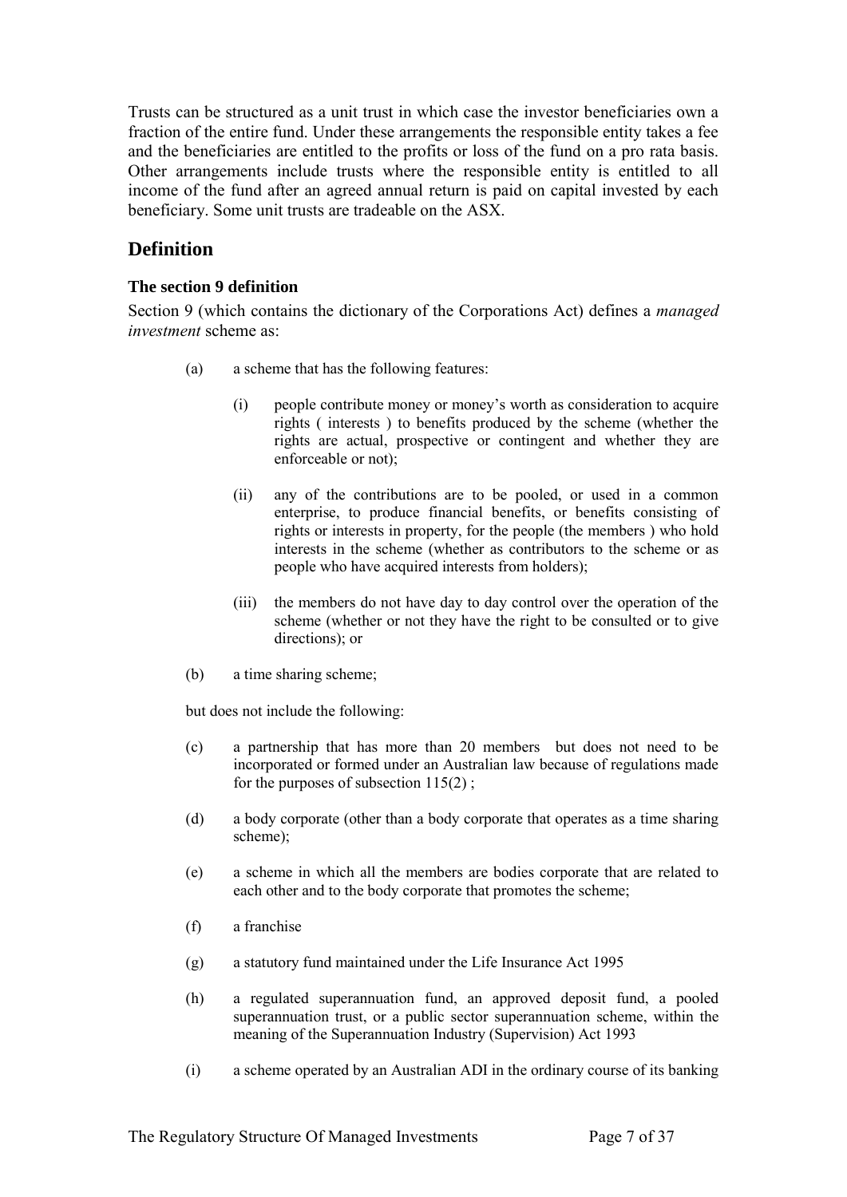Trusts can be structured as a unit trust in which case the investor beneficiaries own a fraction of the entire fund. Under these arrangements the responsible entity takes a fee and the beneficiaries are entitled to the profits or loss of the fund on a pro rata basis. Other arrangements include trusts where the responsible entity is entitled to all income of the fund after an agreed annual return is paid on capital invested by each beneficiary. Some unit trusts are tradeable on the ASX.

## Definition

### The section 9 definition

Section 9 (which contains the dictionary of the Corporations Act) defines a *managed investment* scheme as:

(a) a scheme that has the following features:

  (i) people contribute money or money's worth as consideration to acquire rights ( interests ) to benefits produced by the scheme (whether the rights are actual, prospective or contingent and whether they are enforceable or not);

  (ii) any of the contributions are to be pooled, or used in a common enterprise, to produce financial benefits, or benefits consisting of rights or interests in property, for the people (the members ) who hold interests in the scheme (whether as contributors to the scheme or as people who have acquired interests from holders);

  (iii) the members do not have day to day control over the operation of the scheme (whether or not they have the right to be consulted or to give directions); or

(b) a time sharing scheme;

but does not include the following:

(c) a partnership that has more than 20 members but does not need to be incorporated or formed under an Australian law because of regulations made for the purposes of subsection 115(2) ;

(d) a body corporate (other than a body corporate that operates as a time sharing scheme);

(e) a scheme in which all the members are bodies corporate that are related to each other and to the body corporate that promotes the scheme;

(f) a franchise

(g) a statutory fund maintained under the Life Insurance Act 1995

(h) a regulated superannuation fund, an approved deposit fund, a pooled superannuation trust, or a public sector superannuation scheme, within the meaning of the Superannuation Industry (Supervision) Act 1993

(i) a scheme operated by an Australian ADI in the ordinary course of its banking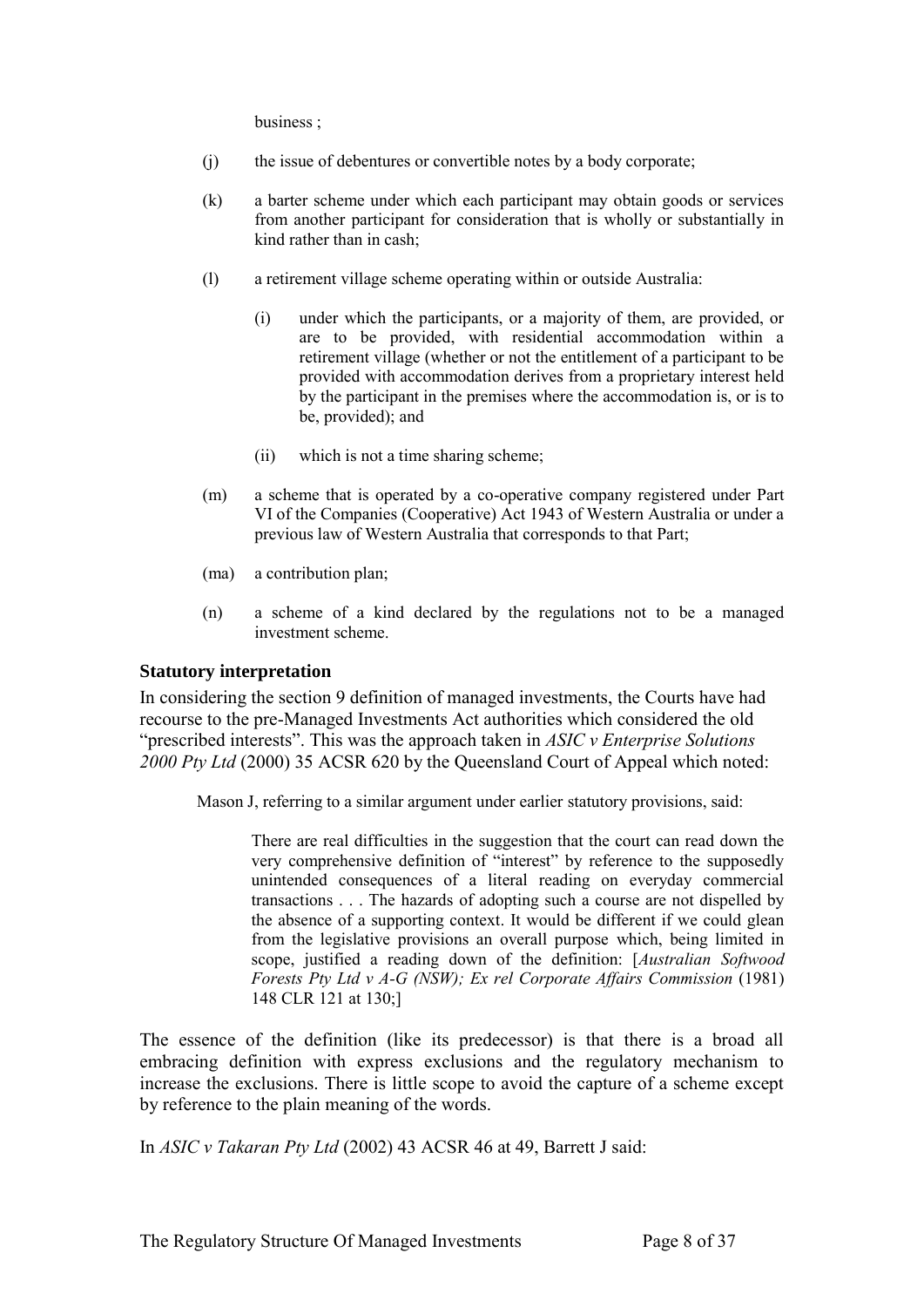business ;

(j) the issue of debentures or convertible notes by a body corporate;

(k) a barter scheme under which each participant may obtain goods or services from another participant for consideration that is wholly or substantially in kind rather than in cash;

(l) a retirement village scheme operating within or outside Australia:

 (i) under which the participants, or a majority of them, are provided, or are to be provided, with residential accommodation within a retirement village (whether or not the entitlement of a participant to be provided with accommodation derives from a proprietary interest held by the participant in the premises where the accommodation is, or is to be, provided); and

 (ii) which is not a time sharing scheme;

(m) a scheme that is operated by a co-operative company registered under Part VI of the Companies (Cooperative) Act 1943 of Western Australia or under a previous law of Western Australia that corresponds to that Part;

(ma) a contribution plan;

(n) a scheme of a kind declared by the regulations not to be a managed investment scheme.

### Statutory interpretation

In considering the section 9 definition of managed investments, the Courts have had recourse to the pre-Managed Investments Act authorities which considered the old "prescribed interests". This was the approach taken in *ASIC v Enterprise Solutions 2000 Pty Ltd* (2000) 35 ACSR 620 by the Queensland Court of Appeal which noted:

> Mason J, referring to a similar argument under earlier statutory provisions, said:
>
>> There are real difficulties in the suggestion that the court can read down the very comprehensive definition of "interest" by reference to the supposedly unintended consequences of a literal reading on everyday commercial transactions . . . The hazards of adopting such a course are not dispelled by the absence of a supporting context. It would be different if we could glean from the legislative provisions an overall purpose which, being limited in scope, justified a reading down of the definition: [*Australian Softwood Forests Pty Ltd v A-G (NSW); Ex rel Corporate Affairs Commission* (1981) 148 CLR 121 at 130;]

The essence of the definition (like its predecessor) is that there is a broad all embracing definition with express exclusions and the regulatory mechanism to increase the exclusions. There is little scope to avoid the capture of a scheme except by reference to the plain meaning of the words.

In *ASIC v Takaran Pty Ltd* (2002) 43 ACSR 46 at 49, Barrett J said: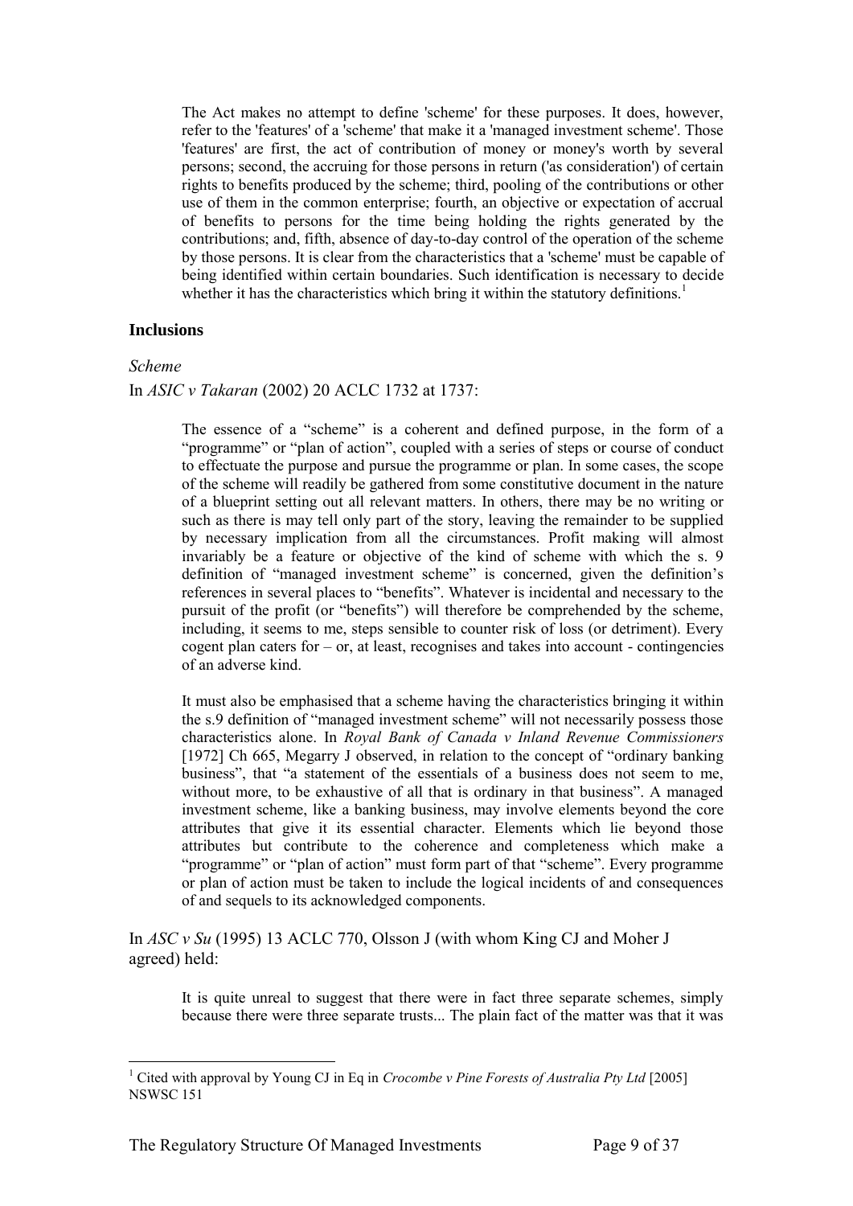> The Act makes no attempt to define 'scheme' for these purposes. It does, however, refer to the 'features' of a 'scheme' that make it a 'managed investment scheme'. Those 'features' are first, the act of contribution of money or money's worth by several persons; second, the accruing for those persons in return ('as consideration') of certain rights to benefits produced by the scheme; third, pooling of the contributions or other use of them in the common enterprise; fourth, an objective or expectation of accrual of benefits to persons for the time being holding the rights generated by the contributions; and, fifth, absence of day-to-day control of the operation of the scheme by those persons. It is clear from the characteristics that a 'scheme' must be capable of being identified within certain boundaries. Such identification is necessary to decide whether it has the characteristics which bring it within the statutory definitions.[1]

### Inclusions

*Scheme*

In *ASIC v Takaran* (2002) 20 ACLC 1732 at 1737:

> The essence of a "scheme" is a coherent and defined purpose, in the form of a "programme" or "plan of action", coupled with a series of steps or course of conduct to effectuate the purpose and pursue the programme or plan. In some cases, the scope of the scheme will readily be gathered from some constitutive document in the nature of a blueprint setting out all relevant matters. In others, there may be no writing or such as there is may tell only part of the story, leaving the remainder to be supplied by necessary implication from all the circumstances. Profit making will almost invariably be a feature or objective of the kind of scheme with which the s. 9 definition of "managed investment scheme" is concerned, given the definition's references in several places to "benefits". Whatever is incidental and necessary to the pursuit of the profit (or "benefits") will therefore be comprehended by the scheme, including, it seems to me, steps sensible to counter risk of loss (or detriment). Every cogent plan caters for – or, at least, recognises and takes into account - contingencies of an adverse kind.
>
> It must also be emphasised that a scheme having the characteristics bringing it within the s.9 definition of "managed investment scheme" will not necessarily possess those characteristics alone. In *Royal Bank of Canada v Inland Revenue Commissioners* [1972] Ch 665, Megarry J observed, in relation to the concept of "ordinary banking business", that "a statement of the essentials of a business does not seem to me, without more, to be exhaustive of all that is ordinary in that business". A managed investment scheme, like a banking business, may involve elements beyond the core attributes that give it its essential character. Elements which lie beyond those attributes but contribute to the coherence and completeness which make a "programme" or "plan of action" must form part of that "scheme". Every programme or plan of action must be taken to include the logical incidents of and consequences of and sequels to its acknowledged components.

In *ASC v Su* (1995) 13 ACLC 770, Olsson J (with whom King CJ and Moher J agreed) held:

> It is quite unreal to suggest that there were in fact three separate schemes, simply because there were three separate trusts... The plain fact of the matter was that it was

---

[1] Cited with approval by Young CJ in Eq in *Crocombe v Pine Forests of Australia Pty Ltd* [2005] NSWSC 151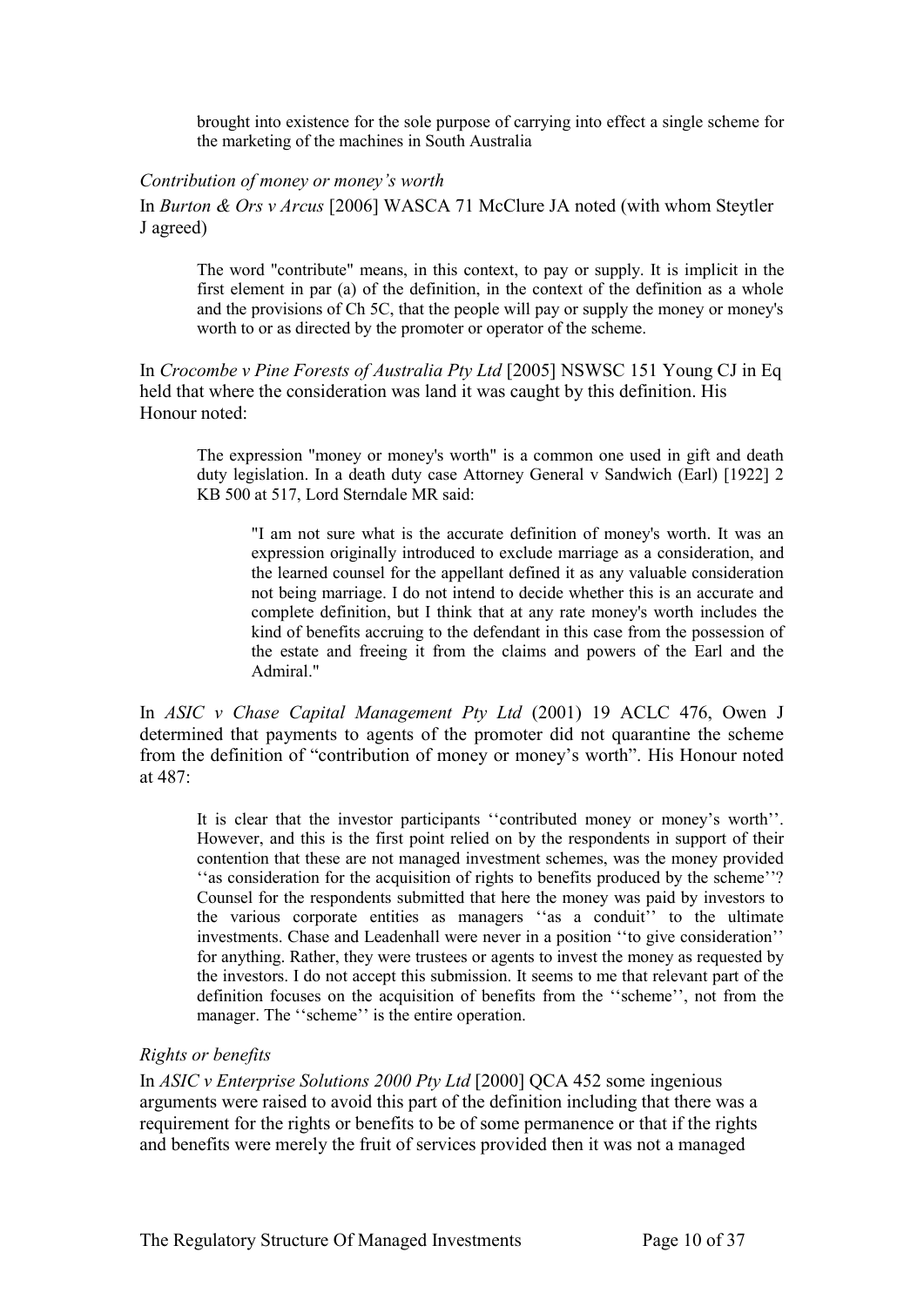> brought into existence for the sole purpose of carrying into effect a single scheme for the marketing of the machines in South Australia

*Contribution of money or money's worth*

In *Burton & Ors v Arcus* [2006] WASCA 71 McClure JA noted (with whom Steytler J agreed)

> The word "contribute" means, in this context, to pay or supply. It is implicit in the first element in par (a) of the definition, in the context of the definition as a whole and the provisions of Ch 5C, that the people will pay or supply the money or money's worth to or as directed by the promoter or operator of the scheme.

In *Crocombe v Pine Forests of Australia Pty Ltd* [2005] NSWSC 151 Young CJ in Eq held that where the consideration was land it was caught by this definition. His Honour noted:

> The expression "money or money's worth" is a common one used in gift and death duty legislation. In a death duty case Attorney General v Sandwich (Earl) [1922] 2 KB 500 at 517, Lord Sterndale MR said:
>
> > "I am not sure what is the accurate definition of money's worth. It was an expression originally introduced to exclude marriage as a consideration, and the learned counsel for the appellant defined it as any valuable consideration not being marriage. I do not intend to decide whether this is an accurate and complete definition, but I think that at any rate money's worth includes the kind of benefits accruing to the defendant in this case from the possession of the estate and freeing it from the claims and powers of the Earl and the Admiral."

In *ASIC v Chase Capital Management Pty Ltd* (2001) 19 ACLC 476, Owen J determined that payments to agents of the promoter did not quarantine the scheme from the definition of "contribution of money or money's worth". His Honour noted at 487:

> It is clear that the investor participants ''contributed money or money's worth''. However, and this is the first point relied on by the respondents in support of their contention that these are not managed investment schemes, was the money provided ''as consideration for the acquisition of rights to benefits produced by the scheme''? Counsel for the respondents submitted that here the money was paid by investors to the various corporate entities as managers ''as a conduit'' to the ultimate investments. Chase and Leadenhall were never in a position ''to give consideration'' for anything. Rather, they were trustees or agents to invest the money as requested by the investors. I do not accept this submission. It seems to me that relevant part of the definition focuses on the acquisition of benefits from the ''scheme'', not from the manager. The ''scheme'' is the entire operation.

*Rights or benefits*

In *ASIC v Enterprise Solutions 2000 Pty Ltd* [2000] QCA 452 some ingenious arguments were raised to avoid this part of the definition including that there was a requirement for the rights or benefits to be of some permanence or that if the rights and benefits were merely the fruit of services provided then it was not a managed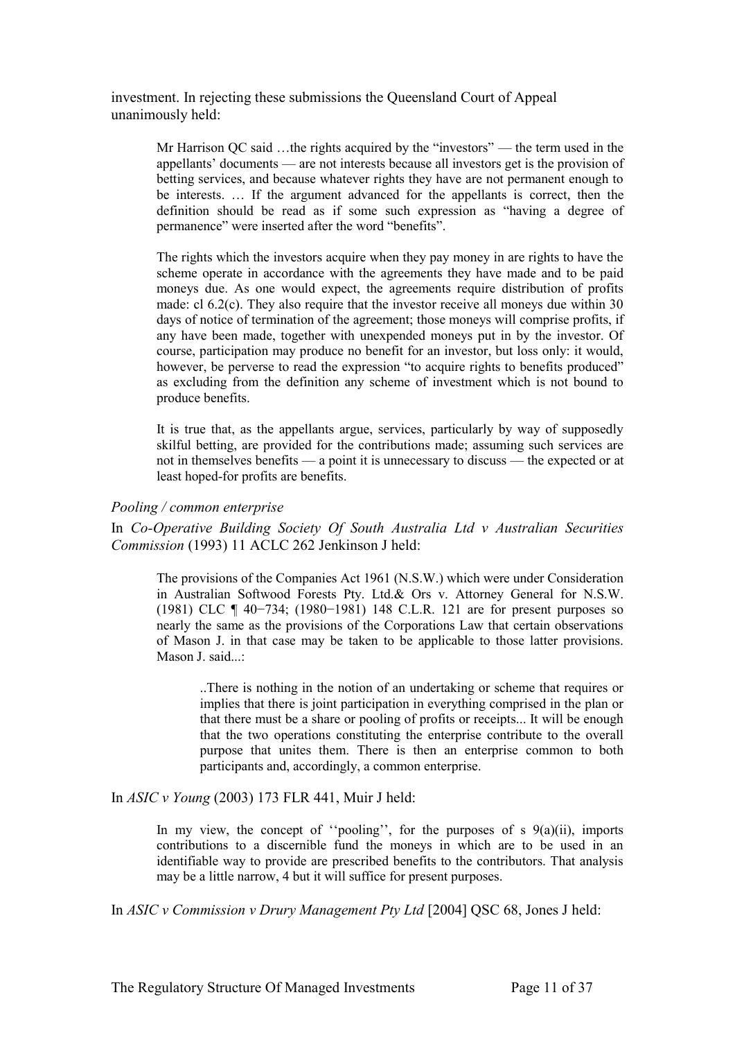investment. In rejecting these submissions the Queensland Court of Appeal unanimously held:

> Mr Harrison QC said …the rights acquired by the "investors" — the term used in the appellants' documents — are not interests because all investors get is the provision of betting services, and because whatever rights they have are not permanent enough to be interests. … If the argument advanced for the appellants is correct, then the definition should be read as if some such expression as "having a degree of permanence" were inserted after the word "benefits".
>
> The rights which the investors acquire when they pay money in are rights to have the scheme operate in accordance with the agreements they have made and to be paid moneys due. As one would expect, the agreements require distribution of profits made: cl 6.2(c). They also require that the investor receive all moneys due within 30 days of notice of termination of the agreement; those moneys will comprise profits, if any have been made, together with unexpended moneys put in by the investor. Of course, participation may produce no benefit for an investor, but loss only: it would, however, be perverse to read the expression "to acquire rights to benefits produced" as excluding from the definition any scheme of investment which is not bound to produce benefits.
>
> It is true that, as the appellants argue, services, particularly by way of supposedly skilful betting, are provided for the contributions made; assuming such services are not in themselves benefits — a point it is unnecessary to discuss — the expected or at least hoped-for profits are benefits.

*Pooling / common enterprise*

In *Co-Operative Building Society Of South Australia Ltd v Australian Securities Commission* (1993) 11 ACLC 262 Jenkinson J held:

> The provisions of the Companies Act 1961 (N.S.W.) which were under Consideration in Australian Softwood Forests Pty. Ltd.& Ors v. Attorney General for N.S.W. (1981) CLC ¶ 40−734; (1980−1981) 148 C.L.R. 121 are for present purposes so nearly the same as the provisions of the Corporations Law that certain observations of Mason J. in that case may be taken to be applicable to those latter provisions. Mason J. said...:
>
> > ..There is nothing in the notion of an undertaking or scheme that requires or implies that there is joint participation in everything comprised in the plan or that there must be a share or pooling of profits or receipts... It will be enough that the two operations constituting the enterprise contribute to the overall purpose that unites them. There is then an enterprise common to both participants and, accordingly, a common enterprise.

In *ASIC v Young* (2003) 173 FLR 441, Muir J held:

> In my view, the concept of ''pooling'', for the purposes of s 9(a)(ii), imports contributions to a discernible fund the moneys in which are to be used in an identifiable way to provide are prescribed benefits to the contributors. That analysis may be a little narrow, 4 but it will suffice for present purposes.

In *ASIC v Commission v Drury Management Pty Ltd* [2004] QSC 68, Jones J held: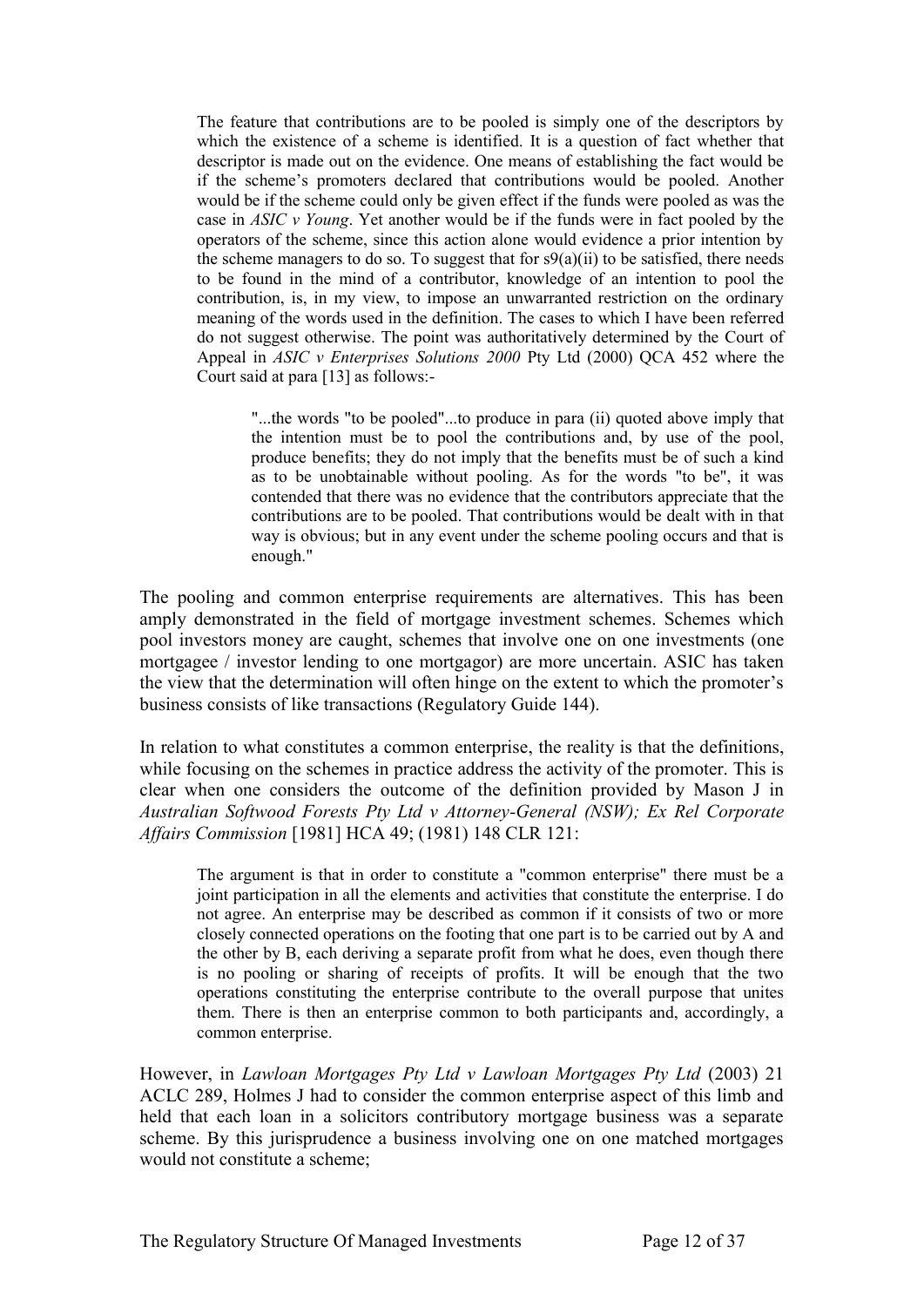> The feature that contributions are to be pooled is simply one of the descriptors by which the existence of a scheme is identified. It is a question of fact whether that descriptor is made out on the evidence. One means of establishing the fact would be if the scheme's promoters declared that contributions would be pooled. Another would be if the scheme could only be given effect if the funds were pooled as was the case in *ASIC v Young*. Yet another would be if the funds were in fact pooled by the operators of the scheme, since this action alone would evidence a prior intention by the scheme managers to do so. To suggest that for s9(a)(ii) to be satisfied, there needs to be found in the mind of a contributor, knowledge of an intention to pool the contribution, is, in my view, to impose an unwarranted restriction on the ordinary meaning of the words used in the definition. The cases to which I have been referred do not suggest otherwise. The point was authoritatively determined by the Court of Appeal in *ASIC v Enterprises Solutions 2000* Pty Ltd (2000) QCA 452 where the Court said at para [13] as follows:-
>
>> "...the words "to be pooled"...to produce in para (ii) quoted above imply that the intention must be to pool the contributions and, by use of the pool, produce benefits; they do not imply that the benefits must be of such a kind as to be unobtainable without pooling. As for the words "to be", it was contended that there was no evidence that the contributors appreciate that the contributions are to be pooled. That contributions would be dealt with in that way is obvious; but in any event under the scheme pooling occurs and that is enough."

The pooling and common enterprise requirements are alternatives. This has been amply demonstrated in the field of mortgage investment schemes. Schemes which pool investors money are caught, schemes that involve one on one investments (one mortgagee / investor lending to one mortgagor) are more uncertain. ASIC has taken the view that the determination will often hinge on the extent to which the promoter's business consists of like transactions (Regulatory Guide 144).

In relation to what constitutes a common enterprise, the reality is that the definitions, while focusing on the schemes in practice address the activity of the promoter. This is clear when one considers the outcome of the definition provided by Mason J in *Australian Softwood Forests Pty Ltd v Attorney-General (NSW); Ex Rel Corporate Affairs Commission* [1981] HCA 49; (1981) 148 CLR 121:

> The argument is that in order to constitute a "common enterprise" there must be a joint participation in all the elements and activities that constitute the enterprise. I do not agree. An enterprise may be described as common if it consists of two or more closely connected operations on the footing that one part is to be carried out by A and the other by B, each deriving a separate profit from what he does, even though there is no pooling or sharing of receipts of profits. It will be enough that the two operations constituting the enterprise contribute to the overall purpose that unites them. There is then an enterprise common to both participants and, accordingly, a common enterprise.

However, in *Lawloan Mortgages Pty Ltd v Lawloan Mortgages Pty Ltd* (2003) 21 ACLC 289, Holmes J had to consider the common enterprise aspect of this limb and held that each loan in a solicitors contributory mortgage business was a separate scheme. By this jurisprudence a business involving one on one matched mortgages would not constitute a scheme;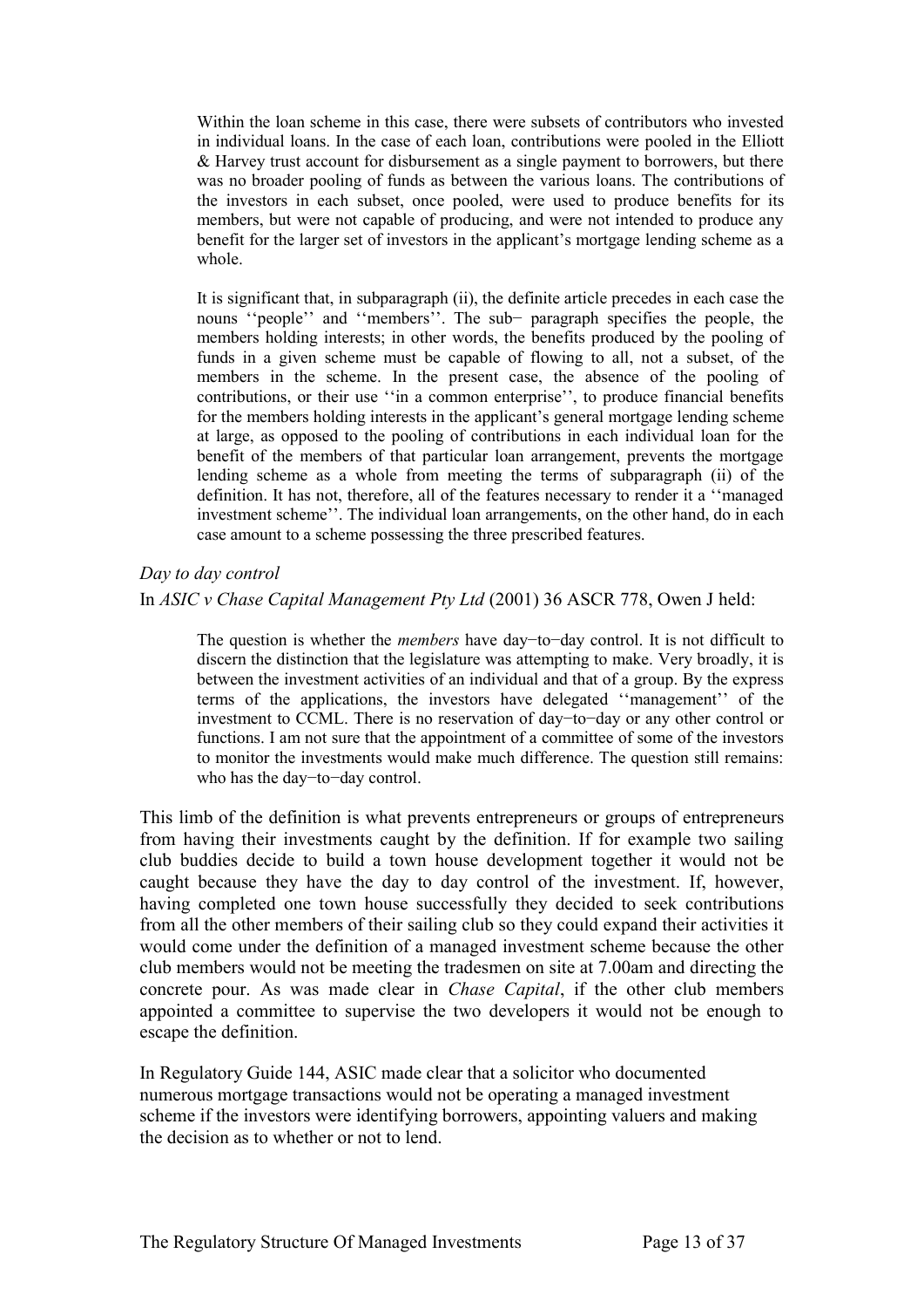> Within the loan scheme in this case, there were subsets of contributors who invested in individual loans. In the case of each loan, contributions were pooled in the Elliott & Harvey trust account for disbursement as a single payment to borrowers, but there was no broader pooling of funds as between the various loans. The contributions of the investors in each subset, once pooled, were used to produce benefits for its members, but were not capable of producing, and were not intended to produce any benefit for the larger set of investors in the applicant's mortgage lending scheme as a whole.
>
> It is significant that, in subparagraph (ii), the definite article precedes in each case the nouns ''people'' and ''members''. The sub− paragraph specifies the people, the members holding interests; in other words, the benefits produced by the pooling of funds in a given scheme must be capable of flowing to all, not a subset, of the members in the scheme. In the present case, the absence of the pooling of contributions, or their use ''in a common enterprise'', to produce financial benefits for the members holding interests in the applicant's general mortgage lending scheme at large, as opposed to the pooling of contributions in each individual loan for the benefit of the members of that particular loan arrangement, prevents the mortgage lending scheme as a whole from meeting the terms of subparagraph (ii) of the definition. It has not, therefore, all of the features necessary to render it a ''managed investment scheme''. The individual loan arrangements, on the other hand, do in each case amount to a scheme possessing the three prescribed features.

*Day to day control*

In *ASIC v Chase Capital Management Pty Ltd* (2001) 36 ASCR 778, Owen J held:

> The question is whether the *members* have day−to−day control. It is not difficult to discern the distinction that the legislature was attempting to make. Very broadly, it is between the investment activities of an individual and that of a group. By the express terms of the applications, the investors have delegated ''management'' of the investment to CCML. There is no reservation of day−to−day or any other control or functions. I am not sure that the appointment of a committee of some of the investors to monitor the investments would make much difference. The question still remains: who has the day−to−day control.

This limb of the definition is what prevents entrepreneurs or groups of entrepreneurs from having their investments caught by the definition. If for example two sailing club buddies decide to build a town house development together it would not be caught because they have the day to day control of the investment. If, however, having completed one town house successfully they decided to seek contributions from all the other members of their sailing club so they could expand their activities it would come under the definition of a managed investment scheme because the other club members would not be meeting the tradesmen on site at 7.00am and directing the concrete pour. As was made clear in *Chase Capital*, if the other club members appointed a committee to supervise the two developers it would not be enough to escape the definition.

In Regulatory Guide 144, ASIC made clear that a solicitor who documented numerous mortgage transactions would not be operating a managed investment scheme if the investors were identifying borrowers, appointing valuers and making the decision as to whether or not to lend.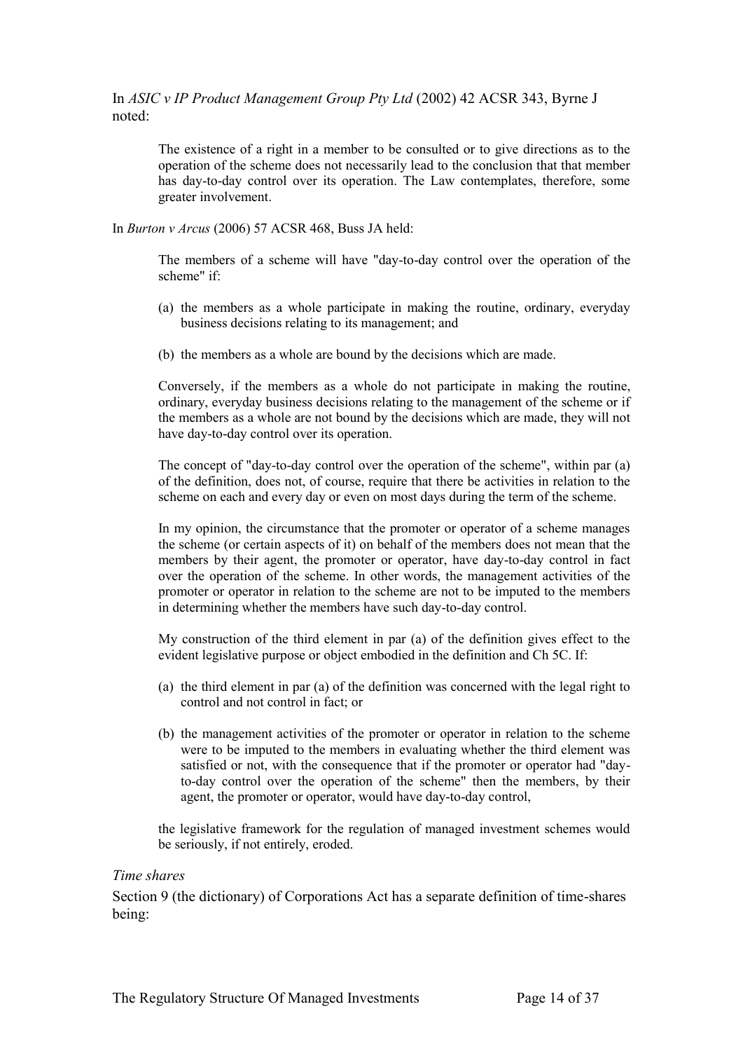In *ASIC v IP Product Management Group Pty Ltd* (2002) 42 ACSR 343, Byrne J noted:

> The existence of a right in a member to be consulted or to give directions as to the operation of the scheme does not necessarily lead to the conclusion that that member has day-to-day control over its operation. The Law contemplates, therefore, some greater involvement.

In *Burton v Arcus* (2006) 57 ACSR 468, Buss JA held:

> The members of a scheme will have "day-to-day control over the operation of the scheme" if:
>
> (a) the members as a whole participate in making the routine, ordinary, everyday business decisions relating to its management; and
>
> (b) the members as a whole are bound by the decisions which are made.
>
> Conversely, if the members as a whole do not participate in making the routine, ordinary, everyday business decisions relating to the management of the scheme or if the members as a whole are not bound by the decisions which are made, they will not have day-to-day control over its operation.
>
> The concept of "day-to-day control over the operation of the scheme", within par (a) of the definition, does not, of course, require that there be activities in relation to the scheme on each and every day or even on most days during the term of the scheme.
>
> In my opinion, the circumstance that the promoter or operator of a scheme manages the scheme (or certain aspects of it) on behalf of the members does not mean that the members by their agent, the promoter or operator, have day-to-day control in fact over the operation of the scheme. In other words, the management activities of the promoter or operator in relation to the scheme are not to be imputed to the members in determining whether the members have such day-to-day control.
>
> My construction of the third element in par (a) of the definition gives effect to the evident legislative purpose or object embodied in the definition and Ch 5C. If:
>
> (a) the third element in par (a) of the definition was concerned with the legal right to control and not control in fact; or
>
> (b) the management activities of the promoter or operator in relation to the scheme were to be imputed to the members in evaluating whether the third element was satisfied or not, with the consequence that if the promoter or operator had "day-to-day control over the operation of the scheme" then the members, by their agent, the promoter or operator, would have day-to-day control,
>
> the legislative framework for the regulation of managed investment schemes would be seriously, if not entirely, eroded.

*Time shares*

Section 9 (the dictionary) of Corporations Act has a separate definition of time-shares being: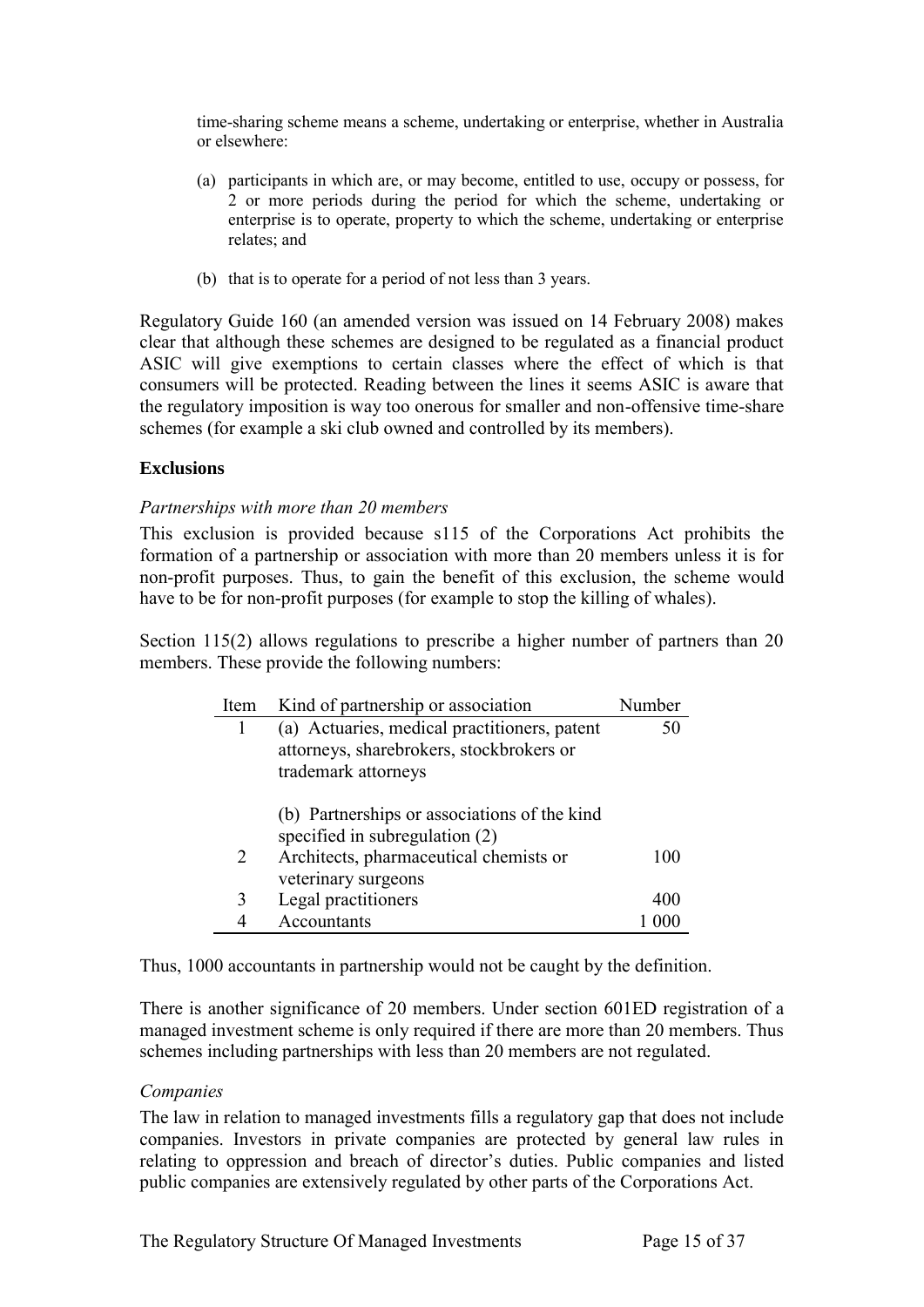time-sharing scheme means a scheme, undertaking or enterprise, whether in Australia or elsewhere:

(a) participants in which are, or may become, entitled to use, occupy or possess, for 2 or more periods during the period for which the scheme, undertaking or enterprise is to operate, property to which the scheme, undertaking or enterprise relates; and

(b) that is to operate for a period of not less than 3 years.

Regulatory Guide 160 (an amended version was issued on 14 February 2008) makes clear that although these schemes are designed to be regulated as a financial product ASIC will give exemptions to certain classes where the effect of which is that consumers will be protected. Reading between the lines it seems ASIC is aware that the regulatory imposition is way too onerous for smaller and non-offensive time-share schemes (for example a ski club owned and controlled by its members).

**Exclusions**

*Partnerships with more than 20 members*

This exclusion is provided because s115 of the Corporations Act prohibits the formation of a partnership or association with more than 20 members unless it is for non-profit purposes. Thus, to gain the benefit of this exclusion, the scheme would have to be for non-profit purposes (for example to stop the killing of whales).

Section 115(2) allows regulations to prescribe a higher number of partners than 20 members. These provide the following numbers:

| Item | Kind of partnership or association | Number |
|---|---|---|
| 1 | (a) Actuaries, medical practitioners, patent attorneys, sharebrokers, stockbrokers or trademark attorneys<br><br>(b) Partnerships or associations of the kind specified in subregulation (2) | 50 |
| 2 | Architects, pharmaceutical chemists or veterinary surgeons | 100 |
| 3 | Legal practitioners | 400 |
| 4 | Accountants | 1 000 |

Thus, 1000 accountants in partnership would not be caught by the definition.

There is another significance of 20 members. Under section 601ED registration of a managed investment scheme is only required if there are more than 20 members. Thus schemes including partnerships with less than 20 members are not regulated.

*Companies*

The law in relation to managed investments fills a regulatory gap that does not include companies. Investors in private companies are protected by general law rules in relating to oppression and breach of director's duties. Public companies and listed public companies are extensively regulated by other parts of the Corporations Act.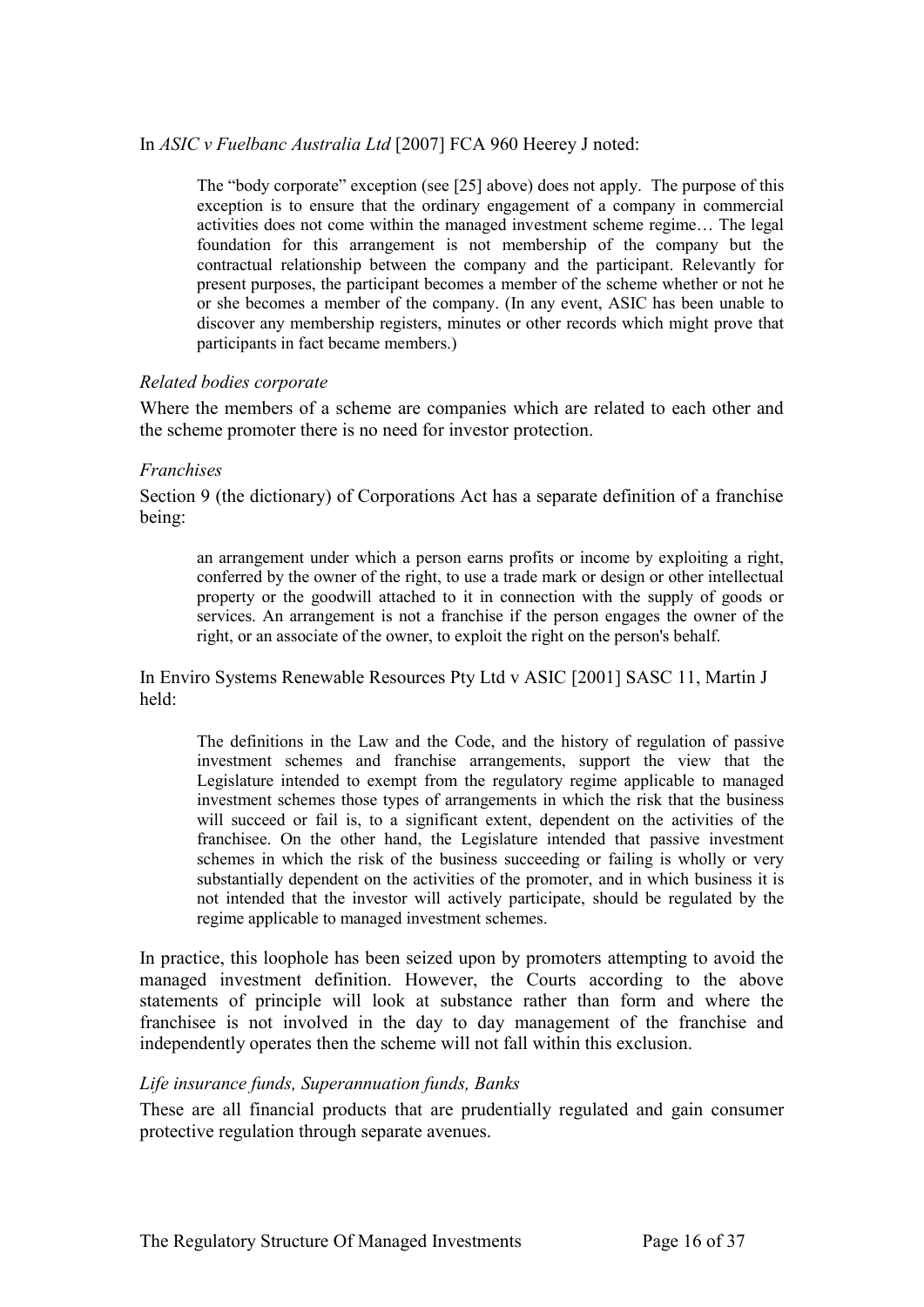In *ASIC v Fuelbanc Australia Ltd* [2007] FCA 960 Heerey J noted:

> The "body corporate" exception (see [25] above) does not apply. The purpose of this exception is to ensure that the ordinary engagement of a company in commercial activities does not come within the managed investment scheme regime… The legal foundation for this arrangement is not membership of the company but the contractual relationship between the company and the participant. Relevantly for present purposes, the participant becomes a member of the scheme whether or not he or she becomes a member of the company. (In any event, ASIC has been unable to discover any membership registers, minutes or other records which might prove that participants in fact became members.)

*Related bodies corporate*

Where the members of a scheme are companies which are related to each other and the scheme promoter there is no need for investor protection.

*Franchises*

Section 9 (the dictionary) of Corporations Act has a separate definition of a franchise being:

> an arrangement under which a person earns profits or income by exploiting a right, conferred by the owner of the right, to use a trade mark or design or other intellectual property or the goodwill attached to it in connection with the supply of goods or services. An arrangement is not a franchise if the person engages the owner of the right, or an associate of the owner, to exploit the right on the person's behalf.

In Enviro Systems Renewable Resources Pty Ltd v ASIC [2001] SASC 11, Martin J held:

> The definitions in the Law and the Code, and the history of regulation of passive investment schemes and franchise arrangements, support the view that the Legislature intended to exempt from the regulatory regime applicable to managed investment schemes those types of arrangements in which the risk that the business will succeed or fail is, to a significant extent, dependent on the activities of the franchisee. On the other hand, the Legislature intended that passive investment schemes in which the risk of the business succeeding or failing is wholly or very substantially dependent on the activities of the promoter, and in which business it is not intended that the investor will actively participate, should be regulated by the regime applicable to managed investment schemes.

In practice, this loophole has been seized upon by promoters attempting to avoid the managed investment definition. However, the Courts according to the above statements of principle will look at substance rather than form and where the franchisee is not involved in the day to day management of the franchise and independently operates then the scheme will not fall within this exclusion.

*Life insurance funds, Superannuation funds, Banks*

These are all financial products that are prudentially regulated and gain consumer protective regulation through separate avenues.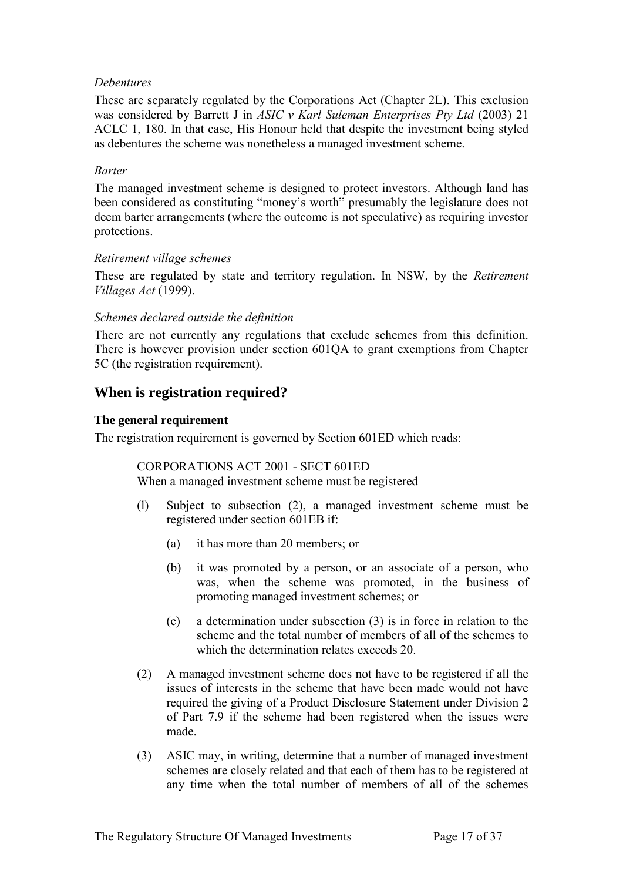*Debentures*

These are separately regulated by the Corporations Act (Chapter 2L). This exclusion was considered by Barrett J in *ASIC v Karl Suleman Enterprises Pty Ltd* (2003) 21 ACLC 1, 180. In that case, His Honour held that despite the investment being styled as debentures the scheme was nonetheless a managed investment scheme.

*Barter*

The managed investment scheme is designed to protect investors. Although land has been considered as constituting "money's worth" presumably the legislature does not deem barter arrangements (where the outcome is not speculative) as requiring investor protections.

*Retirement village schemes*

These are regulated by state and territory regulation. In NSW, by the *Retirement Villages Act* (1999).

*Schemes declared outside the definition*

There are not currently any regulations that exclude schemes from this definition. There is however provision under section 601QA to grant exemptions from Chapter 5C (the registration requirement).

## When is registration required?

**The general requirement**

The registration requirement is governed by Section 601ED which reads:

> CORPORATIONS ACT 2001 - SECT 601ED
> When a managed investment scheme must be registered
>
> (1) Subject to subsection (2), a managed investment scheme must be registered under section 601EB if:
>
> (a) it has more than 20 members; or
>
> (b) it was promoted by a person, or an associate of a person, who was, when the scheme was promoted, in the business of promoting managed investment schemes; or
>
> (c) a determination under subsection (3) is in force in relation to the scheme and the total number of members of all of the schemes to which the determination relates exceeds 20.
>
> (2) A managed investment scheme does not have to be registered if all the issues of interests in the scheme that have been made would not have required the giving of a Product Disclosure Statement under Division 2 of Part 7.9 if the scheme had been registered when the issues were made.
>
> (3) ASIC may, in writing, determine that a number of managed investment schemes are closely related and that each of them has to be registered at any time when the total number of members of all of the schemes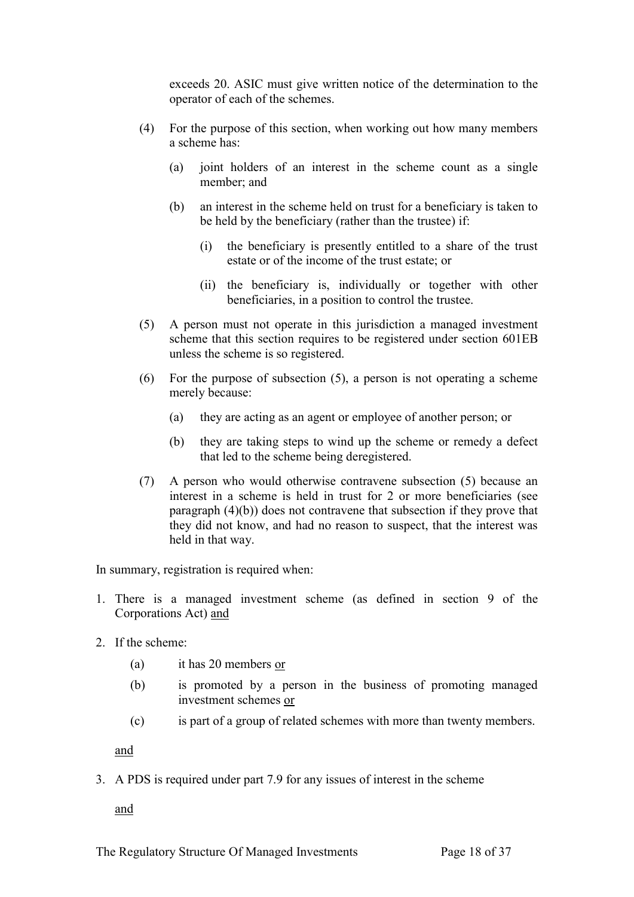exceeds 20. ASIC must give written notice of the determination to the operator of each of the schemes.

(4) For the purpose of this section, when working out how many members a scheme has:

(a) joint holders of an interest in the scheme count as a single member; and

(b) an interest in the scheme held on trust for a beneficiary is taken to be held by the beneficiary (rather than the trustee) if:

(i) the beneficiary is presently entitled to a share of the trust estate or of the income of the trust estate; or

(ii) the beneficiary is, individually or together with other beneficiaries, in a position to control the trustee.

(5) A person must not operate in this jurisdiction a managed investment scheme that this section requires to be registered under section 601EB unless the scheme is so registered.

(6) For the purpose of subsection (5), a person is not operating a scheme merely because:

(a) they are acting as an agent or employee of another person; or

(b) they are taking steps to wind up the scheme or remedy a defect that led to the scheme being deregistered.

(7) A person who would otherwise contravene subsection (5) because an interest in a scheme is held in trust for 2 or more beneficiaries (see paragraph (4)(b)) does not contravene that subsection if they prove that they did not know, and had no reason to suspect, that the interest was held in that way.

In summary, registration is required when:

1. There is a managed investment scheme (as defined in section 9 of the Corporations Act) <u>and</u>

2. If the scheme:

   (a) it has 20 members <u>or</u>

   (b) is promoted by a person in the business of promoting managed investment schemes <u>or</u>

   (c) is part of a group of related schemes with more than twenty members.

   <u>and</u>

3. A PDS is required under part 7.9 for any issues of interest in the scheme

   <u>and</u>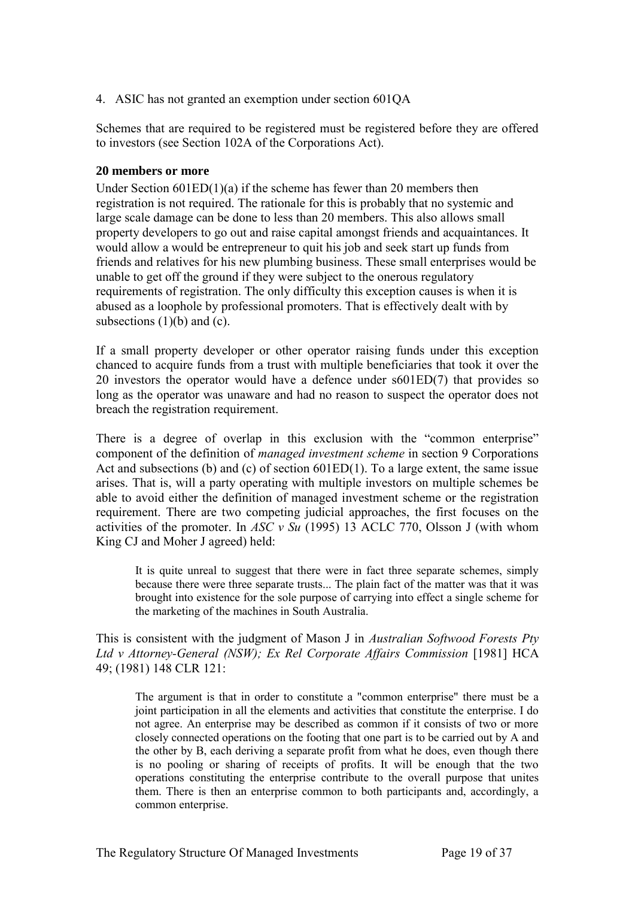4. ASIC has not granted an exemption under section 601QA

Schemes that are required to be registered must be registered before they are offered to investors (see Section 102A of the Corporations Act).

**20 members or more**

Under Section 601ED(1)(a) if the scheme has fewer than 20 members then registration is not required. The rationale for this is probably that no systemic and large scale damage can be done to less than 20 members. This also allows small property developers to go out and raise capital amongst friends and acquaintances. It would allow a would be entrepreneur to quit his job and seek start up funds from friends and relatives for his new plumbing business. These small enterprises would be unable to get off the ground if they were subject to the onerous regulatory requirements of registration. The only difficulty this exception causes is when it is abused as a loophole by professional promoters. That is effectively dealt with by subsections (1)(b) and (c).

If a small property developer or other operator raising funds under this exception chanced to acquire funds from a trust with multiple beneficiaries that took it over the 20 investors the operator would have a defence under s601ED(7) that provides so long as the operator was unaware and had no reason to suspect the operator does not breach the registration requirement.

There is a degree of overlap in this exclusion with the "common enterprise" component of the definition of *managed investment scheme* in section 9 Corporations Act and subsections (b) and (c) of section 601ED(1). To a large extent, the same issue arises. That is, will a party operating with multiple investors on multiple schemes be able to avoid either the definition of managed investment scheme or the registration requirement. There are two competing judicial approaches, the first focuses on the activities of the promoter. In *ASC v Su* (1995) 13 ACLC 770, Olsson J (with whom King CJ and Moher J agreed) held:

> It is quite unreal to suggest that there were in fact three separate schemes, simply because there were three separate trusts... The plain fact of the matter was that it was brought into existence for the sole purpose of carrying into effect a single scheme for the marketing of the machines in South Australia.

This is consistent with the judgment of Mason J in *Australian Softwood Forests Pty Ltd v Attorney-General (NSW); Ex Rel Corporate Affairs Commission* [1981] HCA 49; (1981) 148 CLR 121:

> The argument is that in order to constitute a "common enterprise" there must be a joint participation in all the elements and activities that constitute the enterprise. I do not agree. An enterprise may be described as common if it consists of two or more closely connected operations on the footing that one part is to be carried out by A and the other by B, each deriving a separate profit from what he does, even though there is no pooling or sharing of receipts of profits. It will be enough that the two operations constituting the enterprise contribute to the overall purpose that unites them. There is then an enterprise common to both participants and, accordingly, a common enterprise.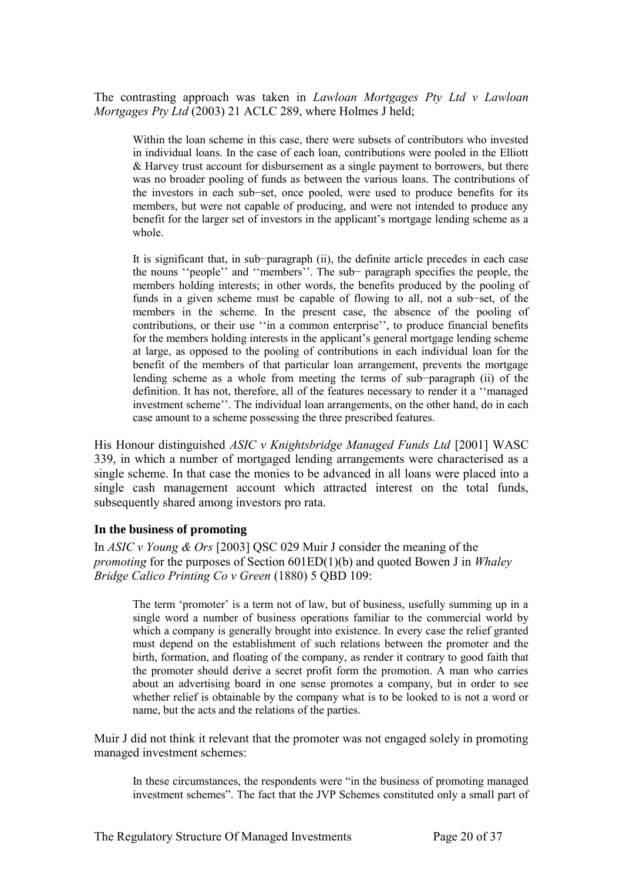The contrasting approach was taken in *Lawloan Mortgages Pty Ltd v Lawloan Mortgages Pty Ltd* (2003) 21 ACLC 289, where Holmes J held;

> Within the loan scheme in this case, there were subsets of contributors who invested in individual loans. In the case of each loan, contributions were pooled in the Elliott & Harvey trust account for disbursement as a single payment to borrowers, but there was no broader pooling of funds as between the various loans. The contributions of the investors in each sub−set, once pooled, were used to produce benefits for its members, but were not capable of producing, and were not intended to produce any benefit for the larger set of investors in the applicant's mortgage lending scheme as a whole.
>
> It is significant that, in sub−paragraph (ii), the definite article precedes in each case the nouns ''people'' and ''members''. The sub− paragraph specifies the people, the members holding interests; in other words, the benefits produced by the pooling of funds in a given scheme must be capable of flowing to all, not a sub−set, of the members in the scheme. In the present case, the absence of the pooling of contributions, or their use ''in a common enterprise'', to produce financial benefits for the members holding interests in the applicant's general mortgage lending scheme at large, as opposed to the pooling of contributions in each individual loan for the benefit of the members of that particular loan arrangement, prevents the mortgage lending scheme as a whole from meeting the terms of sub−paragraph (ii) of the definition. It has not, therefore, all of the features necessary to render it a ''managed investment scheme''. The individual loan arrangements, on the other hand, do in each case amount to a scheme possessing the three prescribed features.

His Honour distinguished *ASIC v Knightsbridge Managed Funds Ltd* [2001] WASC 339, in which a number of mortgaged lending arrangements were characterised as a single scheme. In that case the monies to be advanced in all loans were placed into a single cash management account which attracted interest on the total funds, subsequently shared among investors pro rata.

### In the business of promoting

In *ASIC v Young & Ors* [2003] QSC 029 Muir J consider the meaning of the *promoting* for the purposes of Section 601ED(1)(b) and quoted Bowen J in *Whaley Bridge Calico Printing Co v Green* (1880) 5 QBD 109:

> The term 'promoter' is a term not of law, but of business, usefully summing up in a single word a number of business operations familiar to the commercial world by which a company is generally brought into existence. In every case the relief granted must depend on the establishment of such relations between the promoter and the birth, formation, and floating of the company, as render it contrary to good faith that the promoter should derive a secret profit form the promotion. A man who carries about an advertising board in one sense promotes a company, but in order to see whether relief is obtainable by the company what is to be looked to is not a word or name, but the acts and the relations of the parties.

Muir J did not think it relevant that the promoter was not engaged solely in promoting managed investment schemes:

> In these circumstances, the respondents were "in the business of promoting managed investment schemes". The fact that the JVP Schemes constituted only a small part of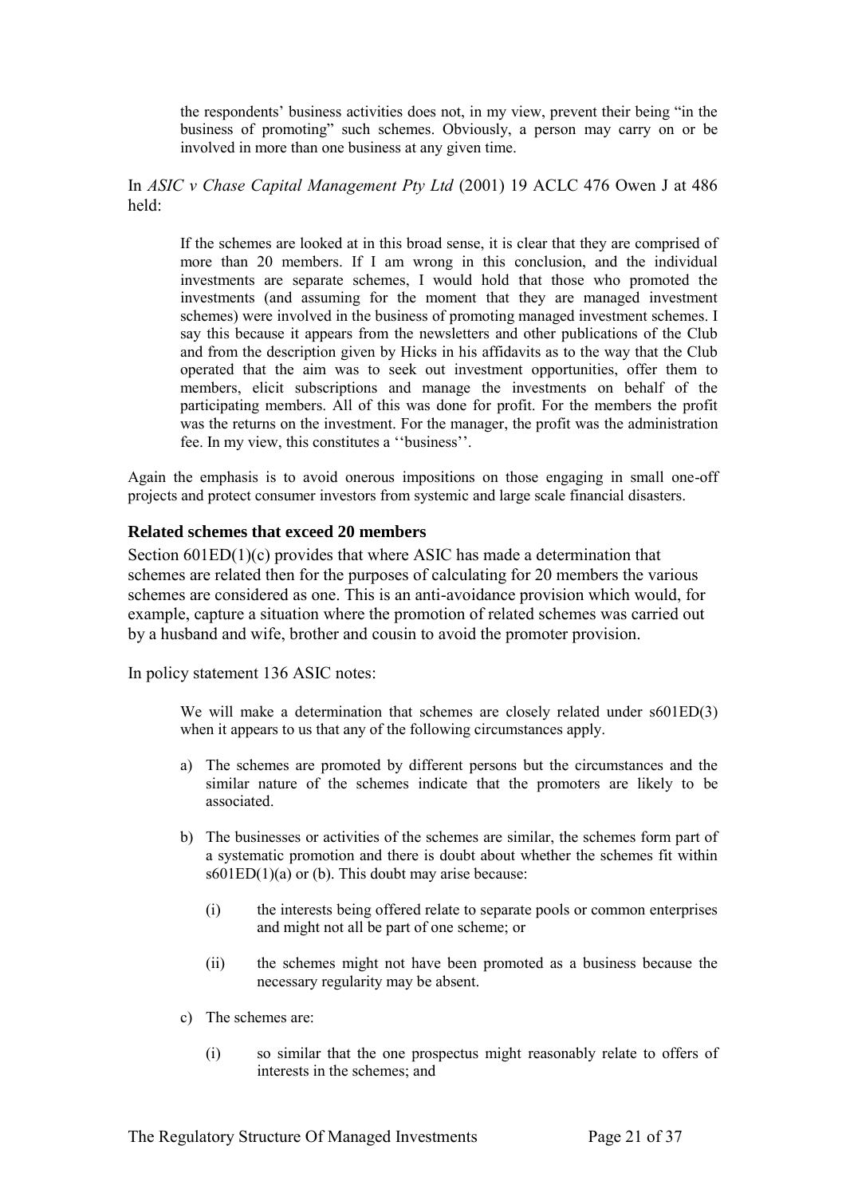> the respondents' business activities does not, in my view, prevent their being "in the business of promoting" such schemes. Obviously, a person may carry on or be involved in more than one business at any given time.

In *ASIC v Chase Capital Management Pty Ltd* (2001) 19 ACLC 476 Owen J at 486 held:

> If the schemes are looked at in this broad sense, it is clear that they are comprised of more than 20 members. If I am wrong in this conclusion, and the individual investments are separate schemes, I would hold that those who promoted the investments (and assuming for the moment that they are managed investment schemes) were involved in the business of promoting managed investment schemes. I say this because it appears from the newsletters and other publications of the Club and from the description given by Hicks in his affidavits as to the way that the Club operated that the aim was to seek out investment opportunities, offer them to members, elicit subscriptions and manage the investments on behalf of the participating members. All of this was done for profit. For the members the profit was the returns on the investment. For the manager, the profit was the administration fee. In my view, this constitutes a ''business''.

Again the emphasis is to avoid onerous impositions on those engaging in small one-off projects and protect consumer investors from systemic and large scale financial disasters.

### Related schemes that exceed 20 members

Section 601ED(1)(c) provides that where ASIC has made a determination that schemes are related then for the purposes of calculating for 20 members the various schemes are considered as one. This is an anti-avoidance provision which would, for example, capture a situation where the promotion of related schemes was carried out by a husband and wife, brother and cousin to avoid the promoter provision.

In policy statement 136 ASIC notes:

> We will make a determination that schemes are closely related under s601ED(3) when it appears to us that any of the following circumstances apply.
>
> a) The schemes are promoted by different persons but the circumstances and the similar nature of the schemes indicate that the promoters are likely to be associated.
>
> b) The businesses or activities of the schemes are similar, the schemes form part of a systematic promotion and there is doubt about whether the schemes fit within s601ED(1)(a) or (b). This doubt may arise because:
>
> (i) the interests being offered relate to separate pools or common enterprises and might not all be part of one scheme; or
>
> (ii) the schemes might not have been promoted as a business because the necessary regularity may be absent.
>
> c) The schemes are:
>
> (i) so similar that the one prospectus might reasonably relate to offers of interests in the schemes; and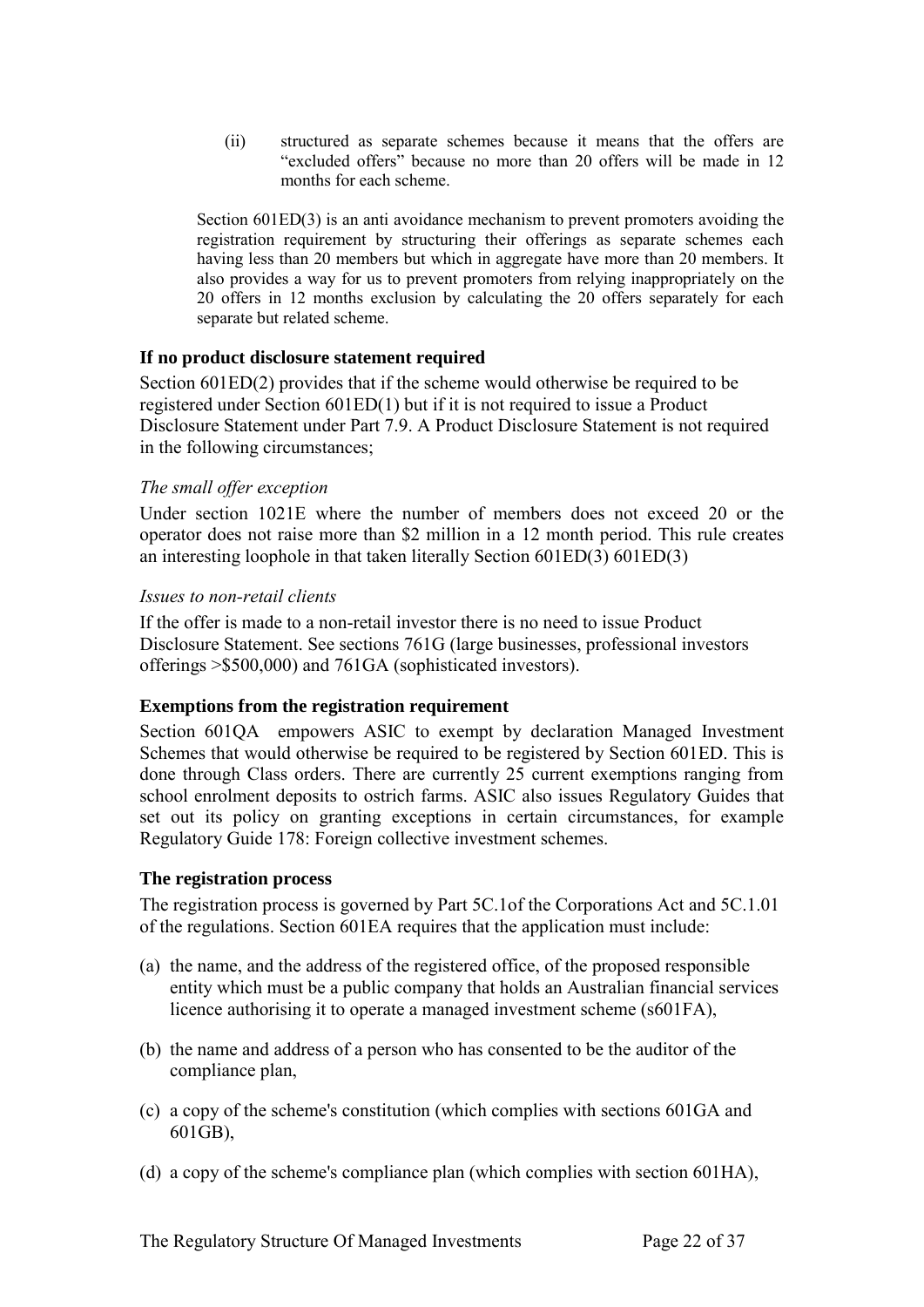(ii) structured as separate schemes because it means that the offers are "excluded offers" because no more than 20 offers will be made in 12 months for each scheme.

Section 601ED(3) is an anti avoidance mechanism to prevent promoters avoiding the registration requirement by structuring their offerings as separate schemes each having less than 20 members but which in aggregate have more than 20 members. It also provides a way for us to prevent promoters from relying inappropriately on the 20 offers in 12 months exclusion by calculating the 20 offers separately for each separate but related scheme.

### If no product disclosure statement required

Section 601ED(2) provides that if the scheme would otherwise be required to be registered under Section 601ED(1) but if it is not required to issue a Product Disclosure Statement under Part 7.9. A Product Disclosure Statement is not required in the following circumstances;

*The small offer exception*

Under section 1021E where the number of members does not exceed 20 or the operator does not raise more than $2 million in a 12 month period. This rule creates an interesting loophole in that taken literally Section 601ED(3) 601ED(3)

*Issues to non-retail clients*

If the offer is made to a non-retail investor there is no need to issue Product Disclosure Statement. See sections 761G (large businesses, professional investors offerings >$500,000) and 761GA (sophisticated investors).

### Exemptions from the registration requirement

Section 601QA empowers ASIC to exempt by declaration Managed Investment Schemes that would otherwise be required to be registered by Section 601ED. This is done through Class orders. There are currently 25 current exemptions ranging from school enrolment deposits to ostrich farms. ASIC also issues Regulatory Guides that set out its policy on granting exceptions in certain circumstances, for example Regulatory Guide 178: Foreign collective investment schemes.

### The registration process

The registration process is governed by Part 5C.1of the Corporations Act and 5C.1.01 of the regulations. Section 601EA requires that the application must include:

(a) the name, and the address of the registered office, of the proposed responsible entity which must be a public company that holds an Australian financial services licence authorising it to operate a managed investment scheme (s601FA),

(b) the name and address of a person who has consented to be the auditor of the compliance plan,

(c) a copy of the scheme's constitution (which complies with sections 601GA and 601GB),

(d) a copy of the scheme's compliance plan (which complies with section 601HA),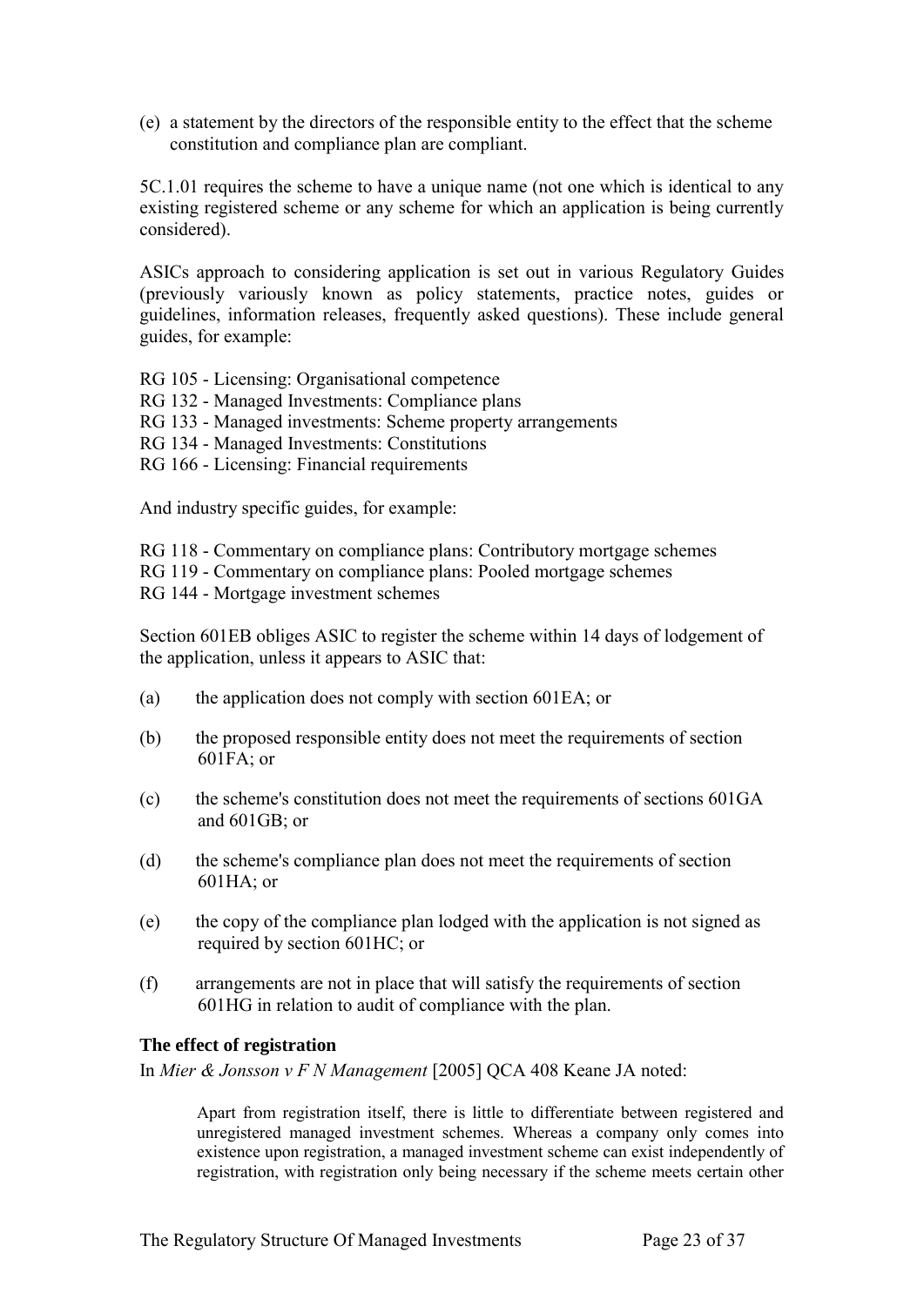(e) a statement by the directors of the responsible entity to the effect that the scheme constitution and compliance plan are compliant.

5C.1.01 requires the scheme to have a unique name (not one which is identical to any existing registered scheme or any scheme for which an application is being currently considered).

ASICs approach to considering application is set out in various Regulatory Guides (previously variously known as policy statements, practice notes, guides or guidelines, information releases, frequently asked questions). These include general guides, for example:

RG 105 - Licensing: Organisational competence
RG 132 - Managed Investments: Compliance plans
RG 133 - Managed investments: Scheme property arrangements
RG 134 - Managed Investments: Constitutions
RG 166 - Licensing: Financial requirements

And industry specific guides, for example:

RG 118 - Commentary on compliance plans: Contributory mortgage schemes
RG 119 - Commentary on compliance plans: Pooled mortgage schemes
RG 144 - Mortgage investment schemes

Section 601EB obliges ASIC to register the scheme within 14 days of lodgement of the application, unless it appears to ASIC that:

(a) the application does not comply with section 601EA; or

(b) the proposed responsible entity does not meet the requirements of section 601FA; or

(c) the scheme's constitution does not meet the requirements of sections 601GA and 601GB; or

(d) the scheme's compliance plan does not meet the requirements of section 601HA; or

(e) the copy of the compliance plan lodged with the application is not signed as required by section 601HC; or

(f) arrangements are not in place that will satisfy the requirements of section 601HG in relation to audit of compliance with the plan.

### The effect of registration

In *Mier & Jonsson v F N Management* [2005] QCA 408 Keane JA noted:

> Apart from registration itself, there is little to differentiate between registered and unregistered managed investment schemes. Whereas a company only comes into existence upon registration, a managed investment scheme can exist independently of registration, with registration only being necessary if the scheme meets certain other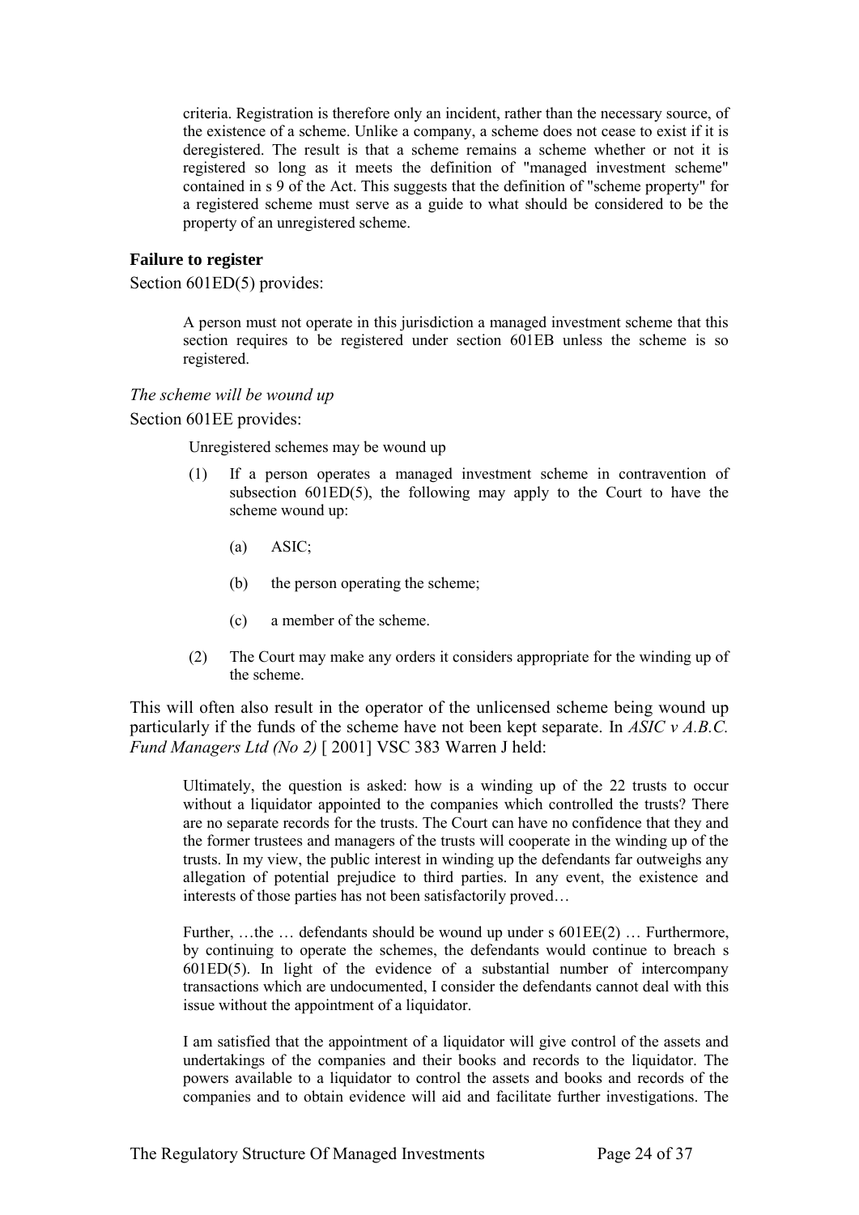> criteria. Registration is therefore only an incident, rather than the necessary source, of the existence of a scheme. Unlike a company, a scheme does not cease to exist if it is deregistered. The result is that a scheme remains a scheme whether or not it is registered so long as it meets the definition of "managed investment scheme" contained in s 9 of the Act. This suggests that the definition of "scheme property" for a registered scheme must serve as a guide to what should be considered to be the property of an unregistered scheme.

### Failure to register

Section 601ED(5) provides:

> A person must not operate in this jurisdiction a managed investment scheme that this section requires to be registered under section 601EB unless the scheme is so registered.

*The scheme will be wound up*

Section 601EE provides:

> Unregistered schemes may be wound up
>
> (1) If a person operates a managed investment scheme in contravention of subsection 601ED(5), the following may apply to the Court to have the scheme wound up:
>
> (a) ASIC;
>
> (b) the person operating the scheme;
>
> (c) a member of the scheme.
>
> (2) The Court may make any orders it considers appropriate for the winding up of the scheme.

This will often also result in the operator of the unlicensed scheme being wound up particularly if the funds of the scheme have not been kept separate. In *ASIC v A.B.C. Fund Managers Ltd (No 2)* [ 2001] VSC 383 Warren J held:

> Ultimately, the question is asked: how is a winding up of the 22 trusts to occur without a liquidator appointed to the companies which controlled the trusts? There are no separate records for the trusts. The Court can have no confidence that they and the former trustees and managers of the trusts will cooperate in the winding up of the trusts. In my view, the public interest in winding up the defendants far outweighs any allegation of potential prejudice to third parties. In any event, the existence and interests of those parties has not been satisfactorily proved…
>
> Further, …the … defendants should be wound up under s 601EE(2) … Furthermore, by continuing to operate the schemes, the defendants would continue to breach s 601ED(5). In light of the evidence of a substantial number of intercompany transactions which are undocumented, I consider the defendants cannot deal with this issue without the appointment of a liquidator.
>
> I am satisfied that the appointment of a liquidator will give control of the assets and undertakings of the companies and their books and records to the liquidator. The powers available to a liquidator to control the assets and books and records of the companies and to obtain evidence will aid and facilitate further investigations. The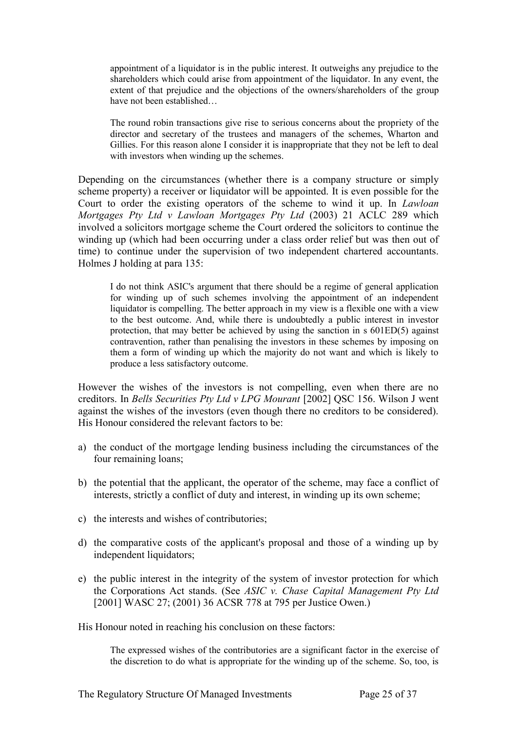> appointment of a liquidator is in the public interest. It outweighs any prejudice to the shareholders which could arise from appointment of the liquidator. In any event, the extent of that prejudice and the objections of the owners/shareholders of the group have not been established…
>
> The round robin transactions give rise to serious concerns about the propriety of the director and secretary of the trustees and managers of the schemes, Wharton and Gillies. For this reason alone I consider it is inappropriate that they not be left to deal with investors when winding up the schemes.

Depending on the circumstances (whether there is a company structure or simply scheme property) a receiver or liquidator will be appointed. It is even possible for the Court to order the existing operators of the scheme to wind it up. In *Lawloan Mortgages Pty Ltd v Lawloan Mortgages Pty Ltd* (2003) 21 ACLC 289 which involved a solicitors mortgage scheme the Court ordered the solicitors to continue the winding up (which had been occurring under a class order relief but was then out of time) to continue under the supervision of two independent chartered accountants. Holmes J holding at para 135:

> I do not think ASIC's argument that there should be a regime of general application for winding up of such schemes involving the appointment of an independent liquidator is compelling. The better approach in my view is a flexible one with a view to the best outcome. And, while there is undoubtedly a public interest in investor protection, that may better be achieved by using the sanction in s 601ED(5) against contravention, rather than penalising the investors in these schemes by imposing on them a form of winding up which the majority do not want and which is likely to produce a less satisfactory outcome.

However the wishes of the investors is not compelling, even when there are no creditors. In *Bells Securities Pty Ltd v LPG Mourant* [2002] QSC 156. Wilson J went against the wishes of the investors (even though there no creditors to be considered). His Honour considered the relevant factors to be:

a) the conduct of the mortgage lending business including the circumstances of the four remaining loans;

b) the potential that the applicant, the operator of the scheme, may face a conflict of interests, strictly a conflict of duty and interest, in winding up its own scheme;

c) the interests and wishes of contributories;

d) the comparative costs of the applicant's proposal and those of a winding up by independent liquidators;

e) the public interest in the integrity of the system of investor protection for which the Corporations Act stands. (See *ASIC v. Chase Capital Management Pty Ltd* [2001] WASC 27; (2001) 36 ACSR 778 at 795 per Justice Owen.)

His Honour noted in reaching his conclusion on these factors:

> The expressed wishes of the contributories are a significant factor in the exercise of the discretion to do what is appropriate for the winding up of the scheme. So, too, is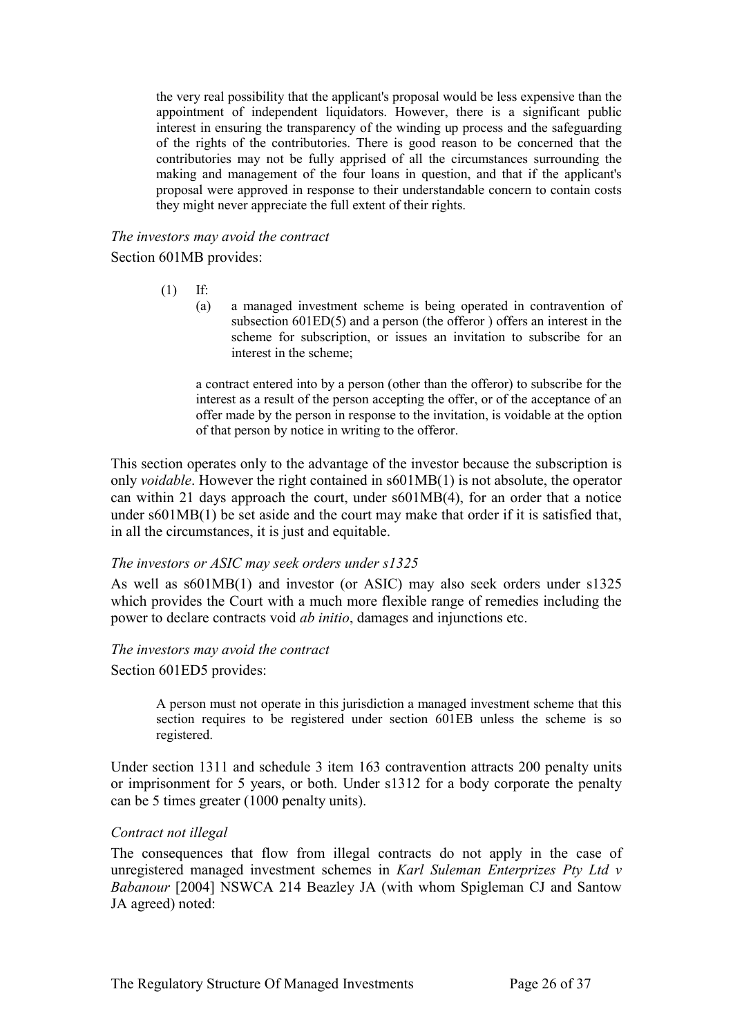> the very real possibility that the applicant's proposal would be less expensive than the appointment of independent liquidators. However, there is a significant public interest in ensuring the transparency of the winding up process and the safeguarding of the rights of the contributories. There is good reason to be concerned that the contributories may not be fully apprised of all the circumstances surrounding the making and management of the four loans in question, and that if the applicant's proposal were approved in response to their understandable concern to contain costs they might never appreciate the full extent of their rights.

*The investors may avoid the contract*

Section 601MB provides:

> (1) If:
>
> (a) a managed investment scheme is being operated in contravention of subsection 601ED(5) and a person (the offeror ) offers an interest in the scheme for subscription, or issues an invitation to subscribe for an interest in the scheme;
>
> a contract entered into by a person (other than the offeror) to subscribe for the interest as a result of the person accepting the offer, or of the acceptance of an offer made by the person in response to the invitation, is voidable at the option of that person by notice in writing to the offeror.

This section operates only to the advantage of the investor because the subscription is only *voidable*. However the right contained in s601MB(1) is not absolute, the operator can within 21 days approach the court, under s601MB(4), for an order that a notice under s601MB(1) be set aside and the court may make that order if it is satisfied that, in all the circumstances, it is just and equitable.

*The investors or ASIC may seek orders under s1325*

As well as s601MB(1) and investor (or ASIC) may also seek orders under s1325 which provides the Court with a much more flexible range of remedies including the power to declare contracts void *ab initio*, damages and injunctions etc.

*The investors may avoid the contract*

Section 601ED5 provides:

> A person must not operate in this jurisdiction a managed investment scheme that this section requires to be registered under section 601EB unless the scheme is so registered.

Under section 1311 and schedule 3 item 163 contravention attracts 200 penalty units or imprisonment for 5 years, or both. Under s1312 for a body corporate the penalty can be 5 times greater (1000 penalty units).

*Contract not illegal*

The consequences that flow from illegal contracts do not apply in the case of unregistered managed investment schemes in *Karl Suleman Enterprizes Pty Ltd v Babanour* [2004] NSWCA 214 Beazley JA (with whom Spigleman CJ and Santow JA agreed) noted: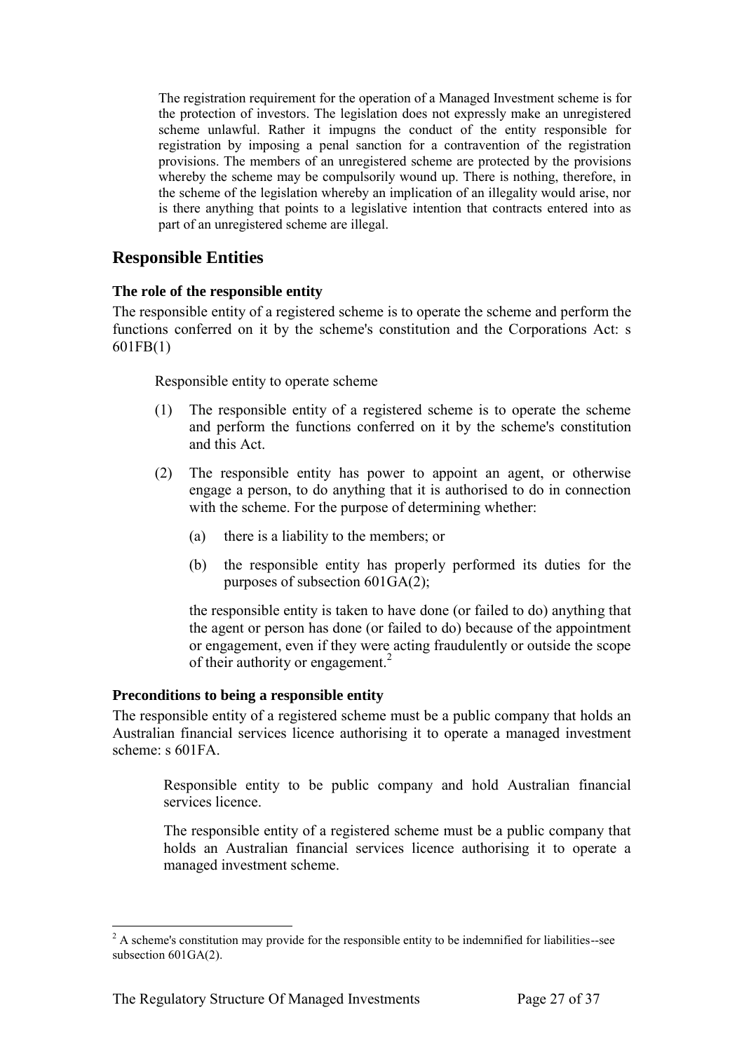> The registration requirement for the operation of a Managed Investment scheme is for the protection of investors. The legislation does not expressly make an unregistered scheme unlawful. Rather it impugns the conduct of the entity responsible for registration by imposing a penal sanction for a contravention of the registration provisions. The members of an unregistered scheme are protected by the provisions whereby the scheme may be compulsorily wound up. There is nothing, therefore, in the scheme of the legislation whereby an implication of an illegality would arise, nor is there anything that points to a legislative intention that contracts entered into as part of an unregistered scheme are illegal.

## Responsible Entities

### The role of the responsible entity

The responsible entity of a registered scheme is to operate the scheme and perform the functions conferred on it by the scheme's constitution and the Corporations Act: s 601FB(1)

> Responsible entity to operate scheme
>
> (1) The responsible entity of a registered scheme is to operate the scheme and perform the functions conferred on it by the scheme's constitution and this Act.
>
> (2) The responsible entity has power to appoint an agent, or otherwise engage a person, to do anything that it is authorised to do in connection with the scheme. For the purpose of determining whether:
>
> (a) there is a liability to the members; or
>
> (b) the responsible entity has properly performed its duties for the purposes of subsection 601GA(2);
>
> the responsible entity is taken to have done (or failed to do) anything that the agent or person has done (or failed to do) because of the appointment or engagement, even if they were acting fraudulently or outside the scope of their authority or engagement.[2]

### Preconditions to being a responsible entity

The responsible entity of a registered scheme must be a public company that holds an Australian financial services licence authorising it to operate a managed investment scheme: s 601FA.

> Responsible entity to be public company and hold Australian financial services licence.
>
> The responsible entity of a registered scheme must be a public company that holds an Australian financial services licence authorising it to operate a managed investment scheme.

[2] A scheme's constitution may provide for the responsible entity to be indemnified for liabilities--see subsection 601GA(2).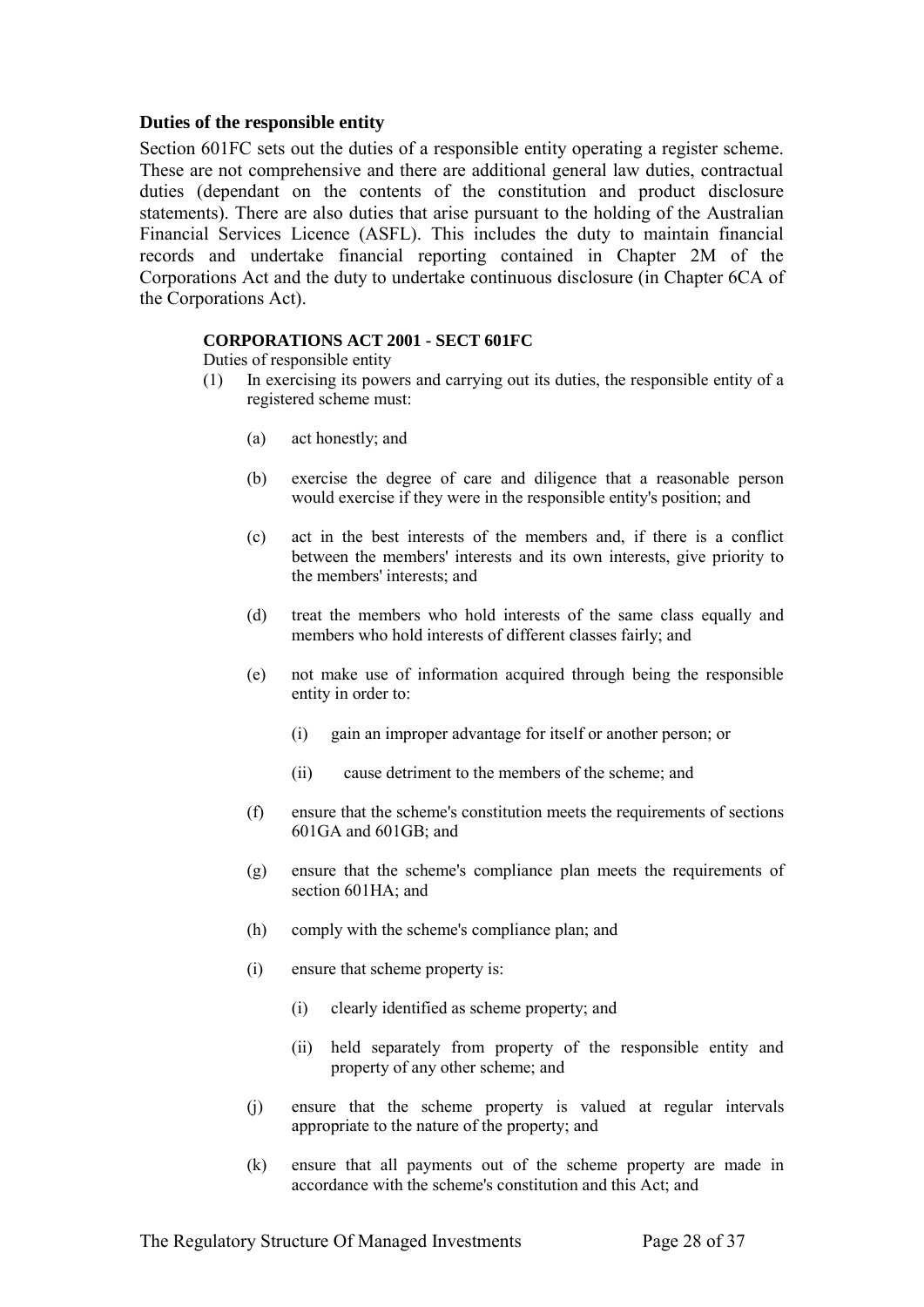### Duties of the responsible entity

Section 601FC sets out the duties of a responsible entity operating a register scheme. These are not comprehensive and there are additional general law duties, contractual duties (dependant on the contents of the constitution and product disclosure statements). There are also duties that arise pursuant to the holding of the Australian Financial Services Licence (ASFL). This includes the duty to maintain financial records and undertake financial reporting contained in Chapter 2M of the Corporations Act and the duty to undertake continuous disclosure (in Chapter 6CA of the Corporations Act).

**CORPORATIONS ACT 2001 - SECT 601FC**

Duties of responsible entity

(1) In exercising its powers and carrying out its duties, the responsible entity of a registered scheme must:

  (a) act honestly; and

  (b) exercise the degree of care and diligence that a reasonable person would exercise if they were in the responsible entity's position; and

  (c) act in the best interests of the members and, if there is a conflict between the members' interests and its own interests, give priority to the members' interests; and

  (d) treat the members who hold interests of the same class equally and members who hold interests of different classes fairly; and

  (e) not make use of information acquired through being the responsible entity in order to:

    (i) gain an improper advantage for itself or another person; or

    (ii) cause detriment to the members of the scheme; and

  (f) ensure that the scheme's constitution meets the requirements of sections 601GA and 601GB; and

  (g) ensure that the scheme's compliance plan meets the requirements of section 601HA; and

  (h) comply with the scheme's compliance plan; and

  (i) ensure that scheme property is:

    (i) clearly identified as scheme property; and

    (ii) held separately from property of the responsible entity and property of any other scheme; and

  (j) ensure that the scheme property is valued at regular intervals appropriate to the nature of the property; and

  (k) ensure that all payments out of the scheme property are made in accordance with the scheme's constitution and this Act; and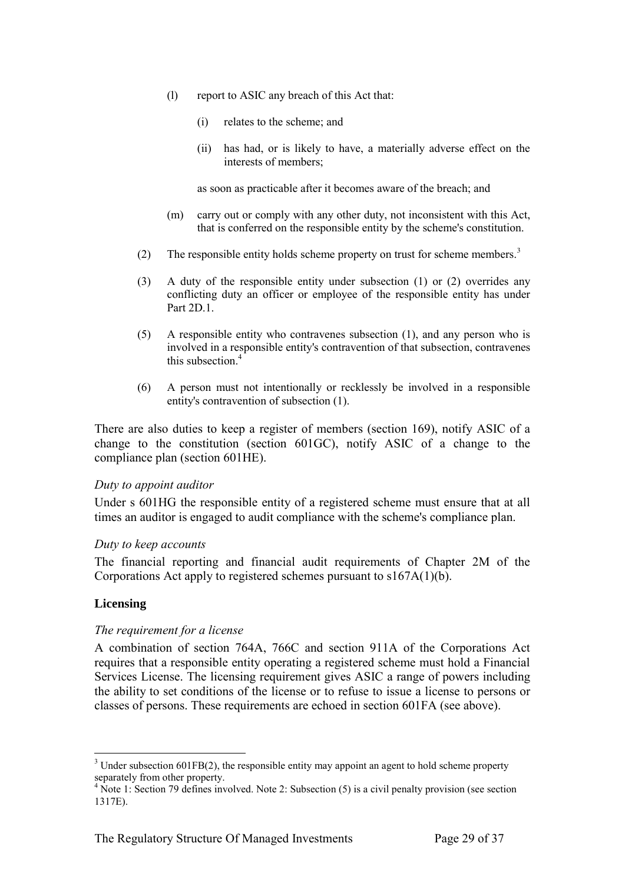(l) report to ASIC any breach of this Act that:

  (i) relates to the scheme; and

  (ii) has had, or is likely to have, a materially adverse effect on the interests of members;

  as soon as practicable after it becomes aware of the breach; and

(m) carry out or comply with any other duty, not inconsistent with this Act, that is conferred on the responsible entity by the scheme's constitution.

(2) The responsible entity holds scheme property on trust for scheme members.[3]

(3) A duty of the responsible entity under subsection (1) or (2) overrides any conflicting duty an officer or employee of the responsible entity has under Part 2D.1.

(5) A responsible entity who contravenes subsection (1), and any person who is involved in a responsible entity's contravention of that subsection, contravenes this subsection.[4]

(6) A person must not intentionally or recklessly be involved in a responsible entity's contravention of subsection (1).

There are also duties to keep a register of members (section 169), notify ASIC of a change to the constitution (section 601GC), notify ASIC of a change to the compliance plan (section 601HE).

*Duty to appoint auditor*

Under s 601HG the responsible entity of a registered scheme must ensure that at all times an auditor is engaged to audit compliance with the scheme's compliance plan.

*Duty to keep accounts*

The financial reporting and financial audit requirements of Chapter 2M of the Corporations Act apply to registered schemes pursuant to s167A(1)(b).

**Licensing**

*The requirement for a license*

A combination of section 764A, 766C and section 911A of the Corporations Act requires that a responsible entity operating a registered scheme must hold a Financial Services License. The licensing requirement gives ASIC a range of powers including the ability to set conditions of the license or to refuse to issue a license to persons or classes of persons. These requirements are echoed in section 601FA (see above).

---

[3] Under subsection 601FB(2), the responsible entity may appoint an agent to hold scheme property separately from other property.

[4] Note 1: Section 79 defines involved. Note 2: Subsection (5) is a civil penalty provision (see section 1317E).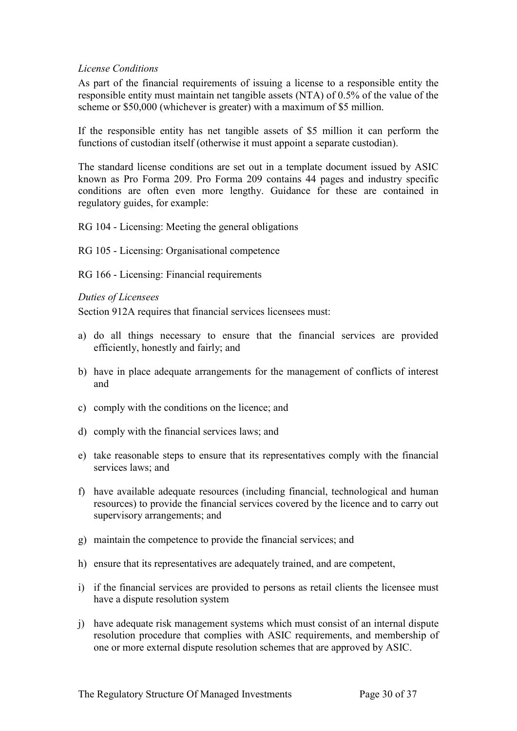*License Conditions*

As part of the financial requirements of issuing a license to a responsible entity the responsible entity must maintain net tangible assets (NTA) of 0.5% of the value of the scheme or $50,000 (whichever is greater) with a maximum of $5 million.

If the responsible entity has net tangible assets of $5 million it can perform the functions of custodian itself (otherwise it must appoint a separate custodian).

The standard license conditions are set out in a template document issued by ASIC known as Pro Forma 209. Pro Forma 209 contains 44 pages and industry specific conditions are often even more lengthy. Guidance for these are contained in regulatory guides, for example:

RG 104 - Licensing: Meeting the general obligations

RG 105 - Licensing: Organisational competence

RG 166 - Licensing: Financial requirements

*Duties of Licensees*

Section 912A requires that financial services licensees must:

a) do all things necessary to ensure that the financial services are provided efficiently, honestly and fairly; and

b) have in place adequate arrangements for the management of conflicts of interest and

c) comply with the conditions on the licence; and

d) comply with the financial services laws; and

e) take reasonable steps to ensure that its representatives comply with the financial services laws; and

f) have available adequate resources (including financial, technological and human resources) to provide the financial services covered by the licence and to carry out supervisory arrangements; and

g) maintain the competence to provide the financial services; and

h) ensure that its representatives are adequately trained, and are competent,

i) if the financial services are provided to persons as retail clients the licensee must have a dispute resolution system

j) have adequate risk management systems which must consist of an internal dispute resolution procedure that complies with ASIC requirements, and membership of one or more external dispute resolution schemes that are approved by ASIC.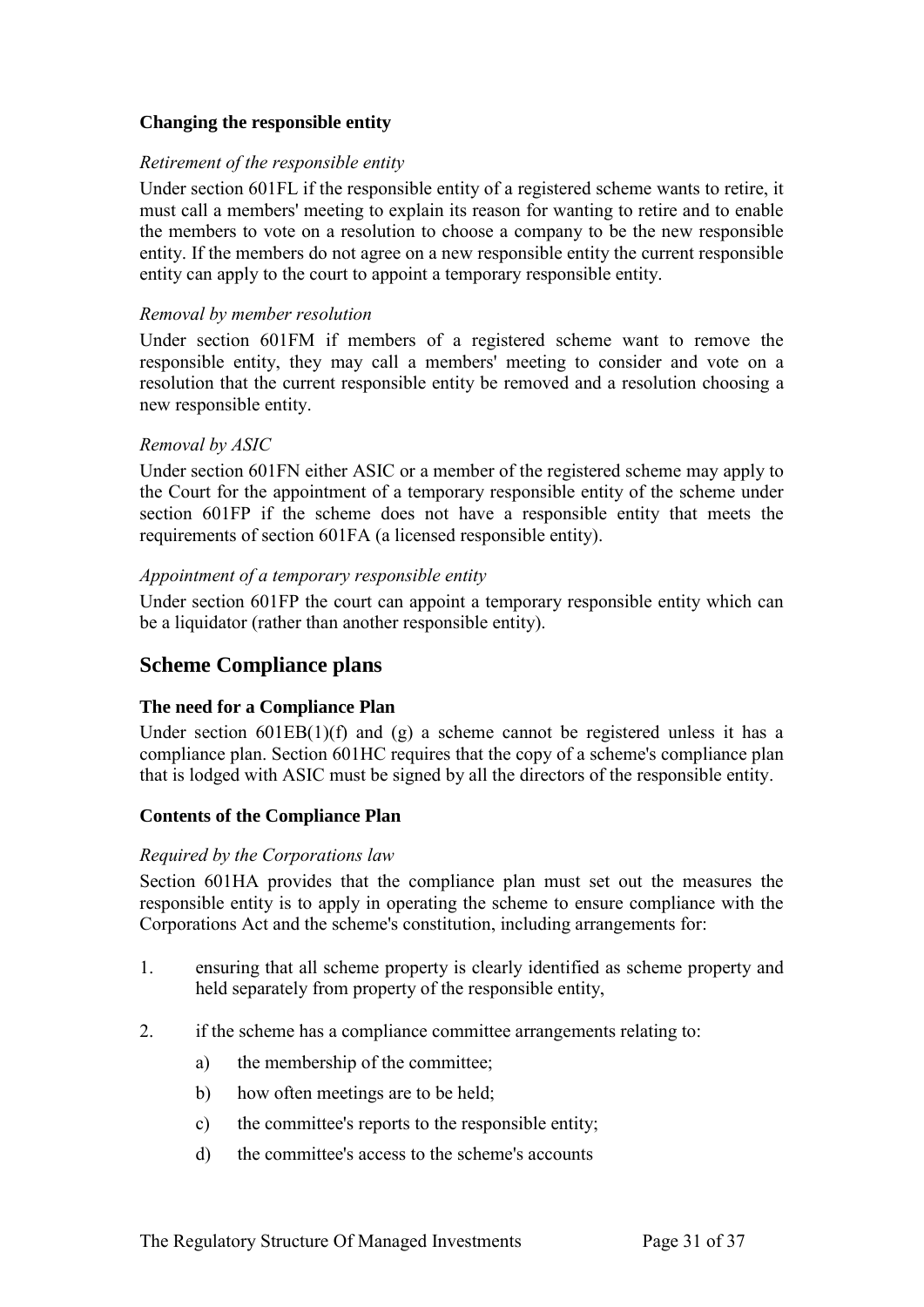### Changing the responsible entity

*Retirement of the responsible entity*

Under section 601FL if the responsible entity of a registered scheme wants to retire, it must call a members' meeting to explain its reason for wanting to retire and to enable the members to vote on a resolution to choose a company to be the new responsible entity. If the members do not agree on a new responsible entity the current responsible entity can apply to the court to appoint a temporary responsible entity.

*Removal by member resolution*

Under section 601FM if members of a registered scheme want to remove the responsible entity, they may call a members' meeting to consider and vote on a resolution that the current responsible entity be removed and a resolution choosing a new responsible entity.

*Removal by ASIC*

Under section 601FN either ASIC or a member of the registered scheme may apply to the Court for the appointment of a temporary responsible entity of the scheme under section 601FP if the scheme does not have a responsible entity that meets the requirements of section 601FA (a licensed responsible entity).

*Appointment of a temporary responsible entity*

Under section 601FP the court can appoint a temporary responsible entity which can be a liquidator (rather than another responsible entity).

## Scheme Compliance plans

### The need for a Compliance Plan

Under section 601EB(1)(f) and (g) a scheme cannot be registered unless it has a compliance plan. Section 601HC requires that the copy of a scheme's compliance plan that is lodged with ASIC must be signed by all the directors of the responsible entity.

### Contents of the Compliance Plan

*Required by the Corporations law*

Section 601HA provides that the compliance plan must set out the measures the responsible entity is to apply in operating the scheme to ensure compliance with the Corporations Act and the scheme's constitution, including arrangements for:

1. ensuring that all scheme property is clearly identified as scheme property and held separately from property of the responsible entity,

2. if the scheme has a compliance committee arrangements relating to:
   a) the membership of the committee;
   b) how often meetings are to be held;
   c) the committee's reports to the responsible entity;
   d) the committee's access to the scheme's accounts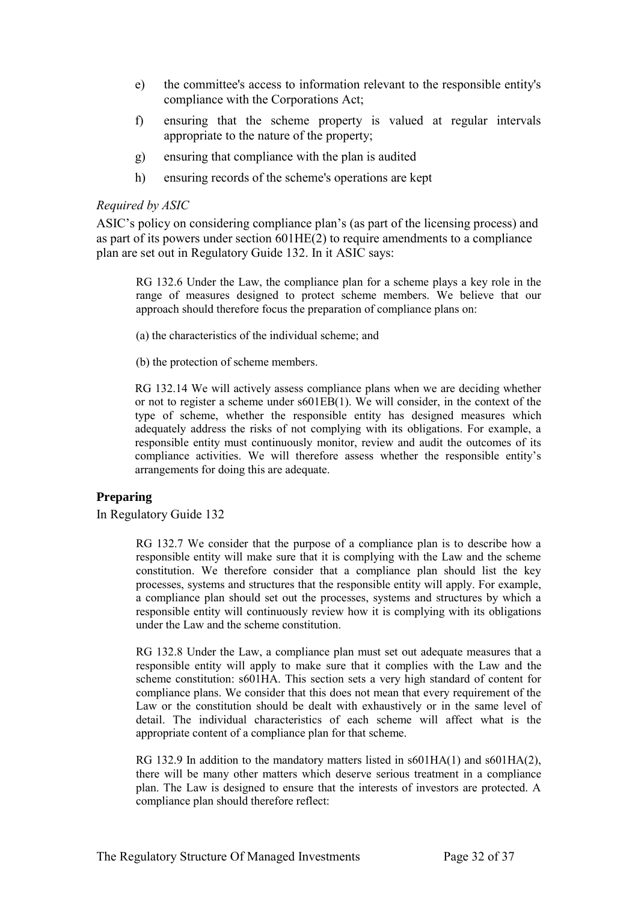e) the committee's access to information relevant to the responsible entity's compliance with the Corporations Act;

f) ensuring that the scheme property is valued at regular intervals appropriate to the nature of the property;

g) ensuring that compliance with the plan is audited

h) ensuring records of the scheme's operations are kept

*Required by ASIC*

ASIC's policy on considering compliance plan's (as part of the licensing process) and as part of its powers under section 601HE(2) to require amendments to a compliance plan are set out in Regulatory Guide 132. In it ASIC says:

> RG 132.6 Under the Law, the compliance plan for a scheme plays a key role in the range of measures designed to protect scheme members. We believe that our approach should therefore focus the preparation of compliance plans on:
>
> (a) the characteristics of the individual scheme; and
>
> (b) the protection of scheme members.
>
> RG 132.14 We will actively assess compliance plans when we are deciding whether or not to register a scheme under s601EB(1). We will consider, in the context of the type of scheme, whether the responsible entity has designed measures which adequately address the risks of not complying with its obligations. For example, a responsible entity must continuously monitor, review and audit the outcomes of its compliance activities. We will therefore assess whether the responsible entity's arrangements for doing this are adequate.

### Preparing

In Regulatory Guide 132

> RG 132.7 We consider that the purpose of a compliance plan is to describe how a responsible entity will make sure that it is complying with the Law and the scheme constitution. We therefore consider that a compliance plan should list the key processes, systems and structures that the responsible entity will apply. For example, a compliance plan should set out the processes, systems and structures by which a responsible entity will continuously review how it is complying with its obligations under the Law and the scheme constitution.
>
> RG 132.8 Under the Law, a compliance plan must set out adequate measures that a responsible entity will apply to make sure that it complies with the Law and the scheme constitution: s601HA. This section sets a very high standard of content for compliance plans. We consider that this does not mean that every requirement of the Law or the constitution should be dealt with exhaustively or in the same level of detail. The individual characteristics of each scheme will affect what is the appropriate content of a compliance plan for that scheme.
>
> RG 132.9 In addition to the mandatory matters listed in s601HA(1) and s601HA(2), there will be many other matters which deserve serious treatment in a compliance plan. The Law is designed to ensure that the interests of investors are protected. A compliance plan should therefore reflect: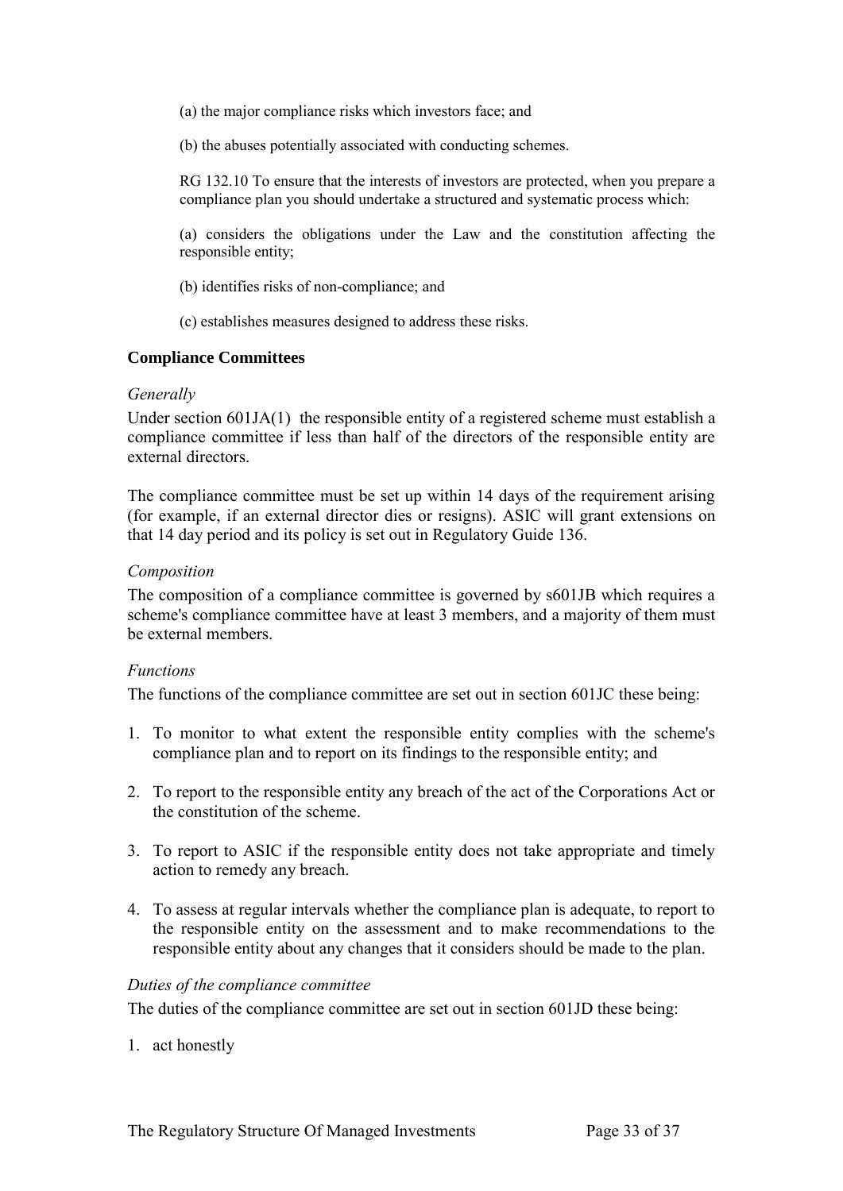(a) the major compliance risks which investors face; and

(b) the abuses potentially associated with conducting schemes.

RG 132.10 To ensure that the interests of investors are protected, when you prepare a compliance plan you should undertake a structured and systematic process which:

(a) considers the obligations under the Law and the constitution affecting the responsible entity;

(b) identifies risks of non-compliance; and

(c) establishes measures designed to address these risks.

**Compliance Committees**

*Generally*

Under section 601JA(1) the responsible entity of a registered scheme must establish a compliance committee if less than half of the directors of the responsible entity are external directors.

The compliance committee must be set up within 14 days of the requirement arising (for example, if an external director dies or resigns). ASIC will grant extensions on that 14 day period and its policy is set out in Regulatory Guide 136.

*Composition*

The composition of a compliance committee is governed by s601JB which requires a scheme's compliance committee have at least 3 members, and a majority of them must be external members.

*Functions*

The functions of the compliance committee are set out in section 601JC these being:

1. To monitor to what extent the responsible entity complies with the scheme's compliance plan and to report on its findings to the responsible entity; and
2. To report to the responsible entity any breach of the act of the Corporations Act or the constitution of the scheme.
3. To report to ASIC if the responsible entity does not take appropriate and timely action to remedy any breach.
4. To assess at regular intervals whether the compliance plan is adequate, to report to the responsible entity on the assessment and to make recommendations to the responsible entity about any changes that it considers should be made to the plan.

*Duties of the compliance committee*

The duties of the compliance committee are set out in section 601JD these being:

1. act honestly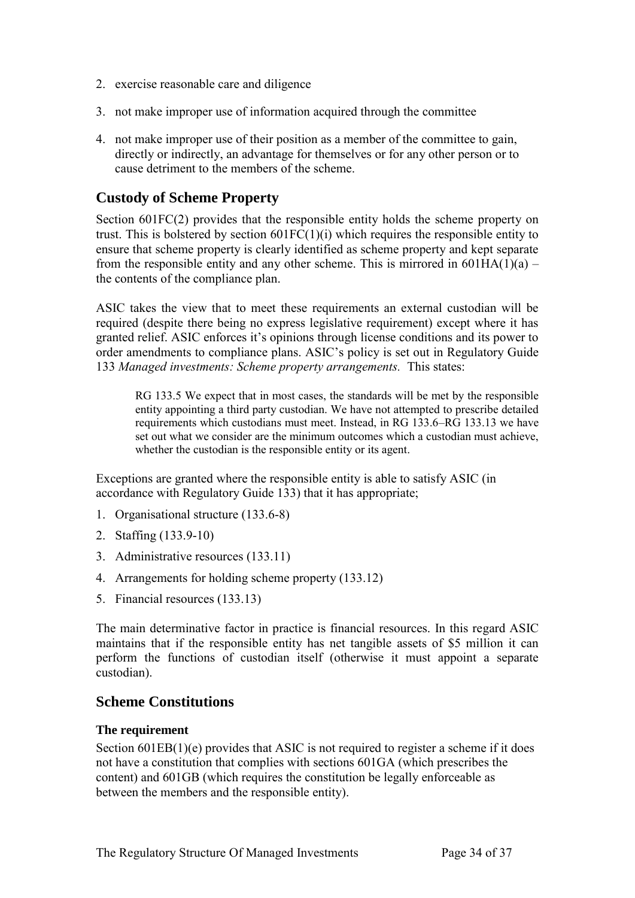2. exercise reasonable care and diligence
3. not make improper use of information acquired through the committee
4. not make improper use of their position as a member of the committee to gain, directly or indirectly, an advantage for themselves or for any other person or to cause detriment to the members of the scheme.

## Custody of Scheme Property

Section 601FC(2) provides that the responsible entity holds the scheme property on trust. This is bolstered by section 601FC(1)(i) which requires the responsible entity to ensure that scheme property is clearly identified as scheme property and kept separate from the responsible entity and any other scheme. This is mirrored in 601HA(1)(a) – the contents of the compliance plan.

ASIC takes the view that to meet these requirements an external custodian will be required (despite there being no express legislative requirement) except where it has granted relief. ASIC enforces it's opinions through license conditions and its power to order amendments to compliance plans. ASIC's policy is set out in Regulatory Guide 133 *Managed investments: Scheme property arrangements.* This states:

> RG 133.5 We expect that in most cases, the standards will be met by the responsible entity appointing a third party custodian. We have not attempted to prescribe detailed requirements which custodians must meet. Instead, in RG 133.6–RG 133.13 we have set out what we consider are the minimum outcomes which a custodian must achieve, whether the custodian is the responsible entity or its agent.

Exceptions are granted where the responsible entity is able to satisfy ASIC (in accordance with Regulatory Guide 133) that it has appropriate;

1. Organisational structure (133.6-8)
2. Staffing (133.9-10)
3. Administrative resources (133.11)
4. Arrangements for holding scheme property (133.12)
5. Financial resources (133.13)

The main determinative factor in practice is financial resources. In this regard ASIC maintains that if the responsible entity has net tangible assets of $5 million it can perform the functions of custodian itself (otherwise it must appoint a separate custodian).

## Scheme Constitutions

### The requirement

Section 601EB(1)(e) provides that ASIC is not required to register a scheme if it does not have a constitution that complies with sections 601GA (which prescribes the content) and 601GB (which requires the constitution be legally enforceable as between the members and the responsible entity).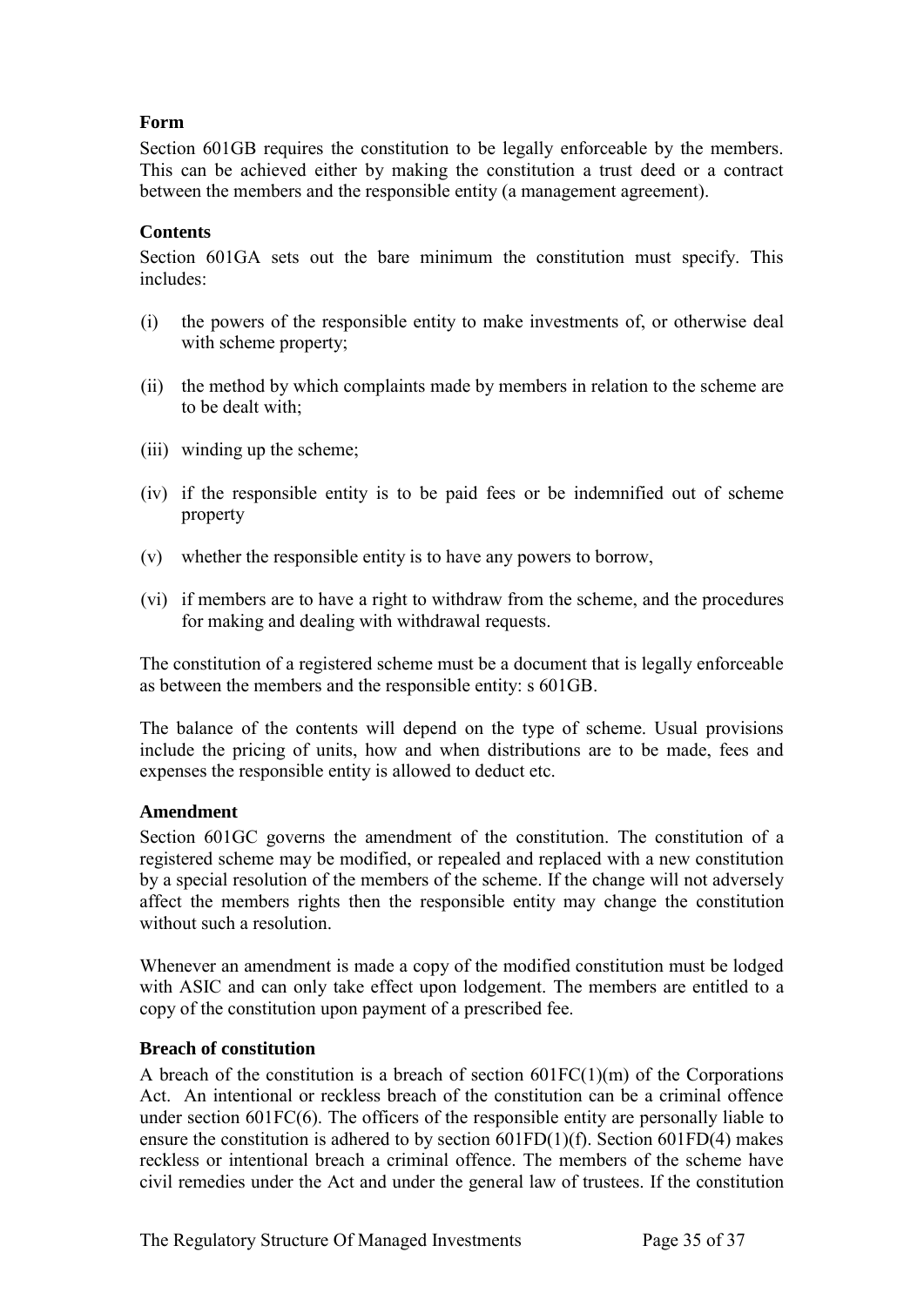**Form**

Section 601GB requires the constitution to be legally enforceable by the members. This can be achieved either by making the constitution a trust deed or a contract between the members and the responsible entity (a management agreement).

**Contents**

Section 601GA sets out the bare minimum the constitution must specify. This includes:

(i) the powers of the responsible entity to make investments of, or otherwise deal with scheme property;

(ii) the method by which complaints made by members in relation to the scheme are to be dealt with;

(iii) winding up the scheme;

(iv) if the responsible entity is to be paid fees or be indemnified out of scheme property

(v) whether the responsible entity is to have any powers to borrow,

(vi) if members are to have a right to withdraw from the scheme, and the procedures for making and dealing with withdrawal requests.

The constitution of a registered scheme must be a document that is legally enforceable as between the members and the responsible entity: s 601GB.

The balance of the contents will depend on the type of scheme. Usual provisions include the pricing of units, how and when distributions are to be made, fees and expenses the responsible entity is allowed to deduct etc.

**Amendment**

Section 601GC governs the amendment of the constitution. The constitution of a registered scheme may be modified, or repealed and replaced with a new constitution by a special resolution of the members of the scheme. If the change will not adversely affect the members rights then the responsible entity may change the constitution without such a resolution.

Whenever an amendment is made a copy of the modified constitution must be lodged with ASIC and can only take effect upon lodgement. The members are entitled to a copy of the constitution upon payment of a prescribed fee.

**Breach of constitution**

A breach of the constitution is a breach of section 601FC(1)(m) of the Corporations Act. An intentional or reckless breach of the constitution can be a criminal offence under section 601FC(6). The officers of the responsible entity are personally liable to ensure the constitution is adhered to by section 601FD(1)(f). Section 601FD(4) makes reckless or intentional breach a criminal offence. The members of the scheme have civil remedies under the Act and under the general law of trustees. If the constitution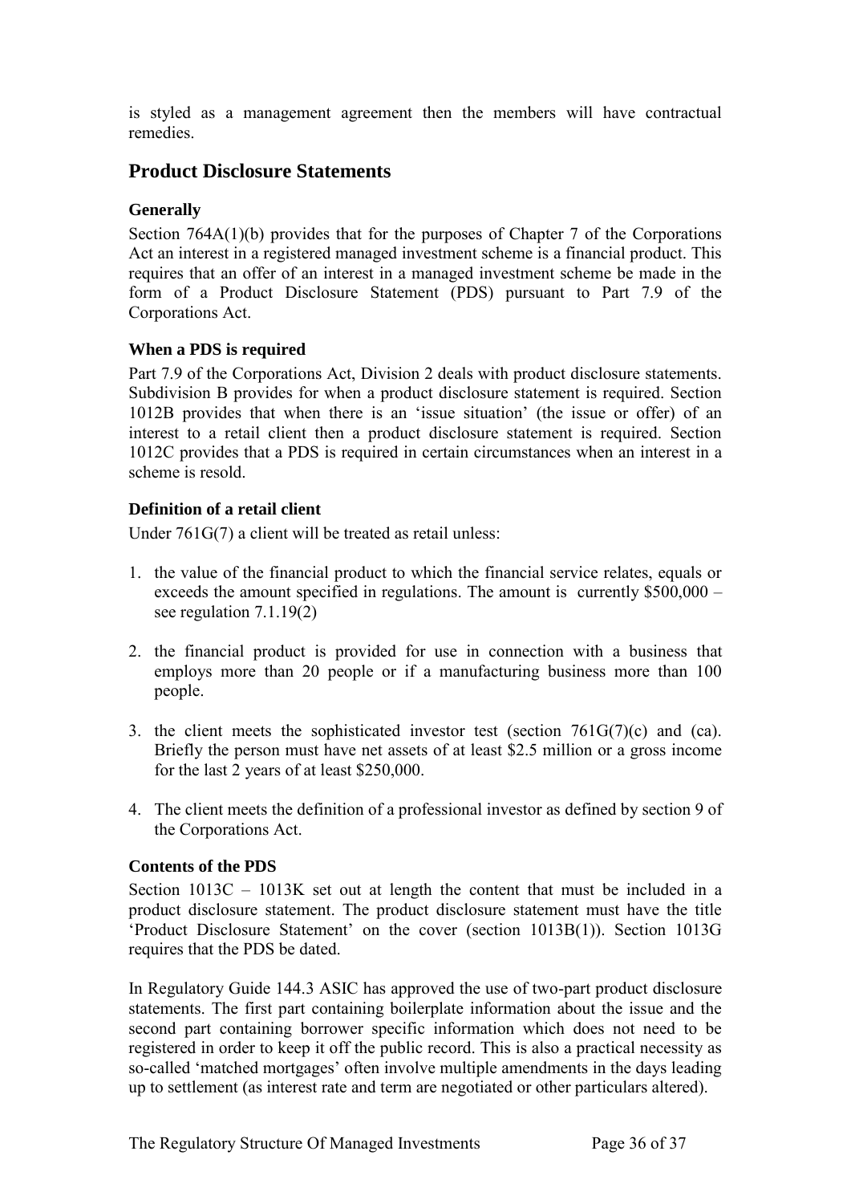is styled as a management agreement then the members will have contractual remedies.

## Product Disclosure Statements

### Generally

Section 764A(1)(b) provides that for the purposes of Chapter 7 of the Corporations Act an interest in a registered managed investment scheme is a financial product. This requires that an offer of an interest in a managed investment scheme be made in the form of a Product Disclosure Statement (PDS) pursuant to Part 7.9 of the Corporations Act.

### When a PDS is required

Part 7.9 of the Corporations Act, Division 2 deals with product disclosure statements. Subdivision B provides for when a product disclosure statement is required. Section 1012B provides that when there is an 'issue situation' (the issue or offer) of an interest to a retail client then a product disclosure statement is required. Section 1012C provides that a PDS is required in certain circumstances when an interest in a scheme is resold.

### Definition of a retail client

Under 761G(7) a client will be treated as retail unless:

1. the value of the financial product to which the financial service relates, equals or exceeds the amount specified in regulations. The amount is currently $500,000 – see regulation 7.1.19(2)

2. the financial product is provided for use in connection with a business that employs more than 20 people or if a manufacturing business more than 100 people.

3. the client meets the sophisticated investor test (section 761G(7)(c) and (ca). Briefly the person must have net assets of at least $2.5 million or a gross income for the last 2 years of at least $250,000.

4. The client meets the definition of a professional investor as defined by section 9 of the Corporations Act.

### Contents of the PDS

Section 1013C – 1013K set out at length the content that must be included in a product disclosure statement. The product disclosure statement must have the title 'Product Disclosure Statement' on the cover (section 1013B(1)). Section 1013G requires that the PDS be dated.

In Regulatory Guide 144.3 ASIC has approved the use of two-part product disclosure statements. The first part containing boilerplate information about the issue and the second part containing borrower specific information which does not need to be registered in order to keep it off the public record. This is also a practical necessity as so-called 'matched mortgages' often involve multiple amendments in the days leading up to settlement (as interest rate and term are negotiated or other particulars altered).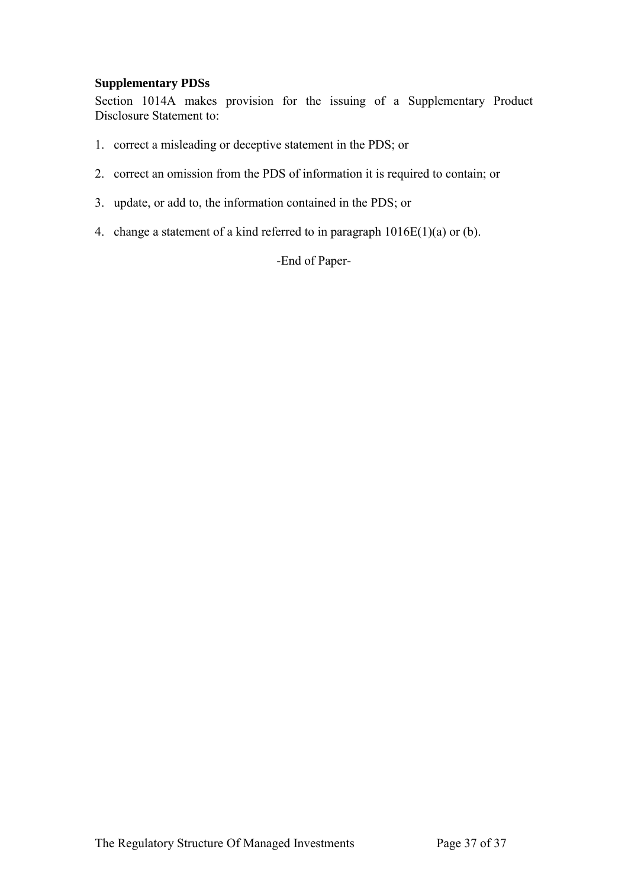**Supplementary PDSs**

Section 1014A makes provision for the issuing of a Supplementary Product Disclosure Statement to:

1. correct a misleading or deceptive statement in the PDS; or
2. correct an omission from the PDS of information it is required to contain; or
3. update, or add to, the information contained in the PDS; or
4. change a statement of a kind referred to in paragraph 1016E(1)(a) or (b).

-End of Paper-